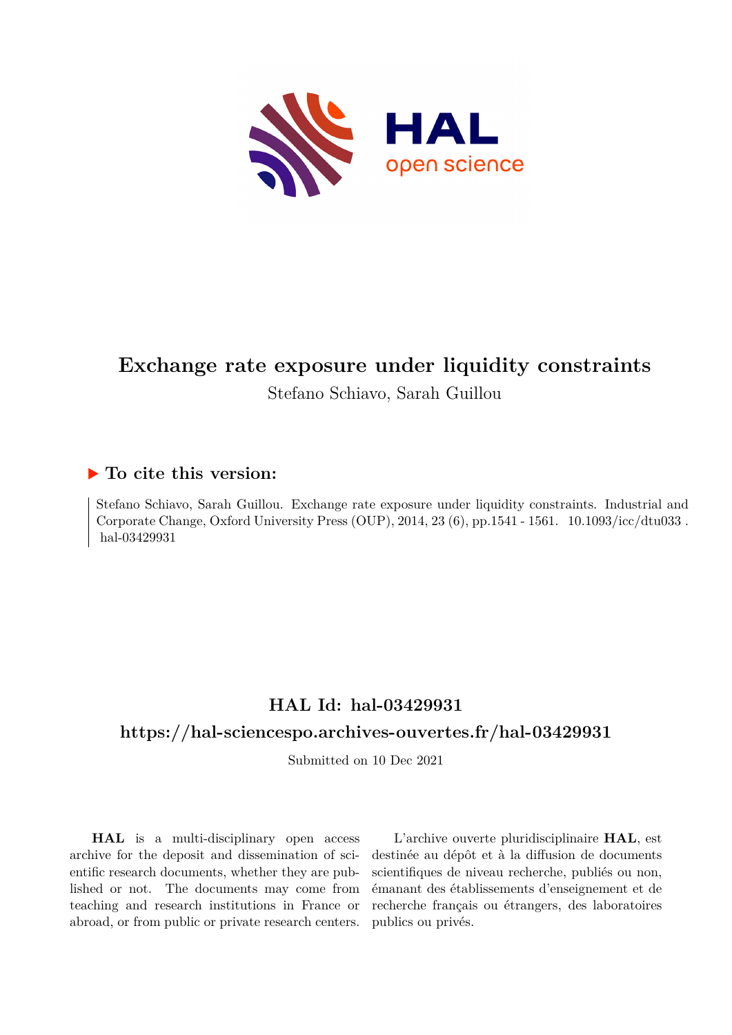# Exchange rate exposure under liquidity constraints

Stefano Schiavo, Sarah Guillou

## ▶ To cite this version:

Stefano Schiavo, Sarah Guillou. Exchange rate exposure under liquidity constraints. Industrial and Corporate Change, Oxford University Press (OUP), 2014, 23 (6), pp.1541 - 1561. 10.1093/icc/dtu033. hal-03429931

## HAL Id: hal-03429931

## https://hal-sciencespo.archives-ouvertes.fr/hal-03429931

Submitted on 10 Dec 2021

**HAL** is a multi-disciplinary open access archive for the deposit and dissemination of scientific research documents, whether they are published or not. The documents may come from teaching and research institutions in France or abroad, or from public or private research centers.

L'archive ouverte pluridisciplinaire **HAL**, est destinée au dépôt et à la diffusion de documents scientifiques de niveau recherche, publiés ou non, émanant des établissements d'enseignement et de recherche français ou étrangers, des laboratoires publics ou privés.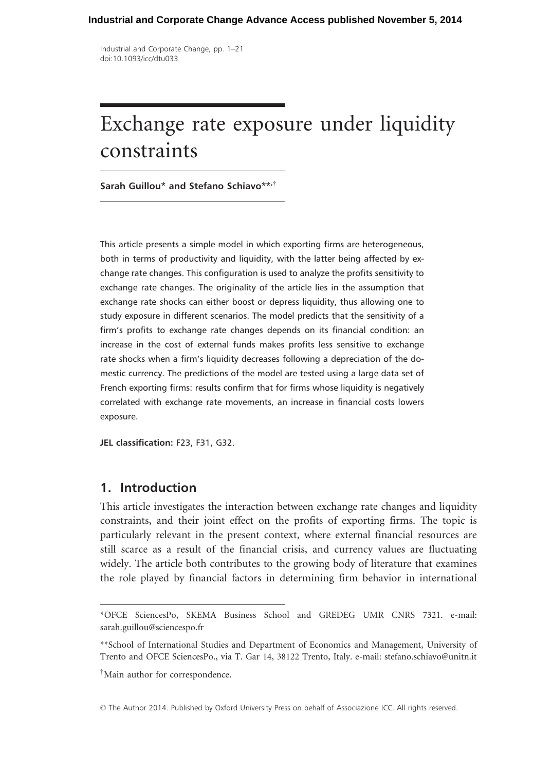# Exchange rate exposure under liquidity constraints

**Sarah Guillou* and Stefano Schiavo**,†**

This article presents a simple model in which exporting firms are heterogeneous, both in terms of productivity and liquidity, with the latter being affected by exchange rate changes. This configuration is used to analyze the profits sensitivity to exchange rate changes. The originality of the article lies in the assumption that exchange rate shocks can either boost or depress liquidity, thus allowing one to study exposure in different scenarios. The model predicts that the sensitivity of a firm's profits to exchange rate changes depends on its financial condition: an increase in the cost of external funds makes profits less sensitive to exchange rate shocks when a firm's liquidity decreases following a depreciation of the domestic currency. The predictions of the model are tested using a large data set of French exporting firms: results confirm that for firms whose liquidity is negatively correlated with exchange rate movements, an increase in financial costs lowers exposure.

**JEL classification:** F23, F31, G32.

## 1. Introduction

This article investigates the interaction between exchange rate changes and liquidity constraints, and their joint effect on the profits of exporting firms. The topic is particularly relevant in the present context, where external financial resources are still scarce as a result of the financial crisis, and currency values are fluctuating widely. The article both contributes to the growing body of literature that examines the role played by financial factors in determining firm behavior in international

---

*OFCE SciencesPo, SKEMA Business School and GREDEG UMR CNRS 7321. e-mail: sarah.guillou@sciencespo.fr

**School of International Studies and Department of Economics and Management, University of Trento and OFCE SciencesPo., via T. Gar 14, 38122 Trento, Italy. e-mail: stefano.schiavo@unitn.it

†Main author for correspondence.

© The Author 2014. Published by Oxford University Press on behalf of Associazione ICC. All rights reserved.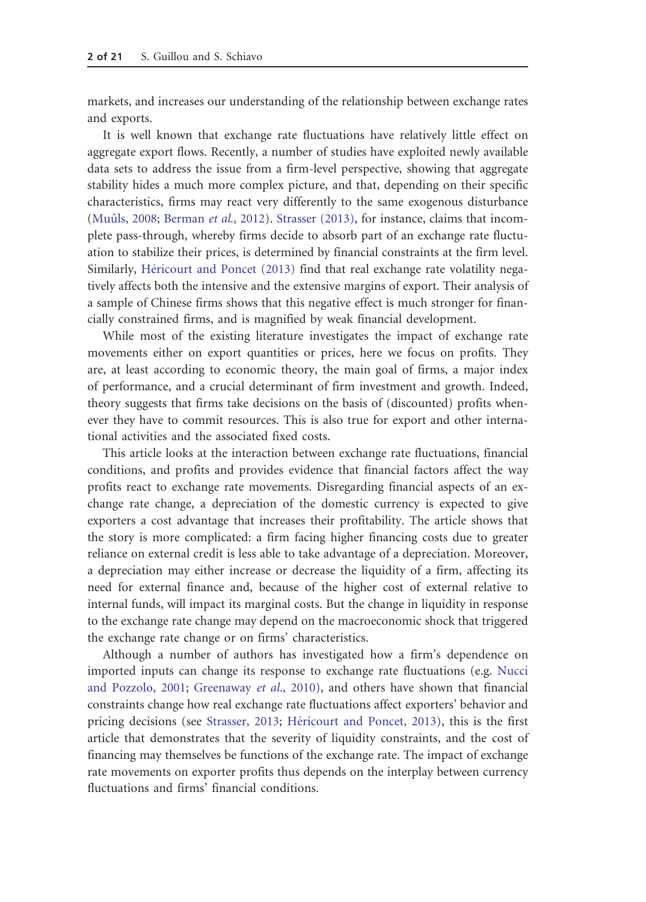markets, and increases our understanding of the relationship between exchange rates and exports.

It is well known that exchange rate fluctuations have relatively little effect on aggregate export flows. Recently, a number of studies have exploited newly available data sets to address the issue from a firm-level perspective, showing that aggregate stability hides a much more complex picture, and that, depending on their specific characteristics, firms may react very differently to the same exogenous disturbance (Muûls, 2008; Berman *et al.*, 2012). Strasser (2013), for instance, claims that incomplete pass-through, whereby firms decide to absorb part of an exchange rate fluctuation to stabilize their prices, is determined by financial constraints at the firm level. Similarly, Héricourt and Poncet (2013) find that real exchange rate volatility negatively affects both the intensive and the extensive margins of export. Their analysis of a sample of Chinese firms shows that this negative effect is much stronger for financially constrained firms, and is magnified by weak financial development.

While most of the existing literature investigates the impact of exchange rate movements either on export quantities or prices, here we focus on profits. They are, at least according to economic theory, the main goal of firms, a major index of performance, and a crucial determinant of firm investment and growth. Indeed, theory suggests that firms take decisions on the basis of (discounted) profits whenever they have to commit resources. This is also true for export and other international activities and the associated fixed costs.

This article looks at the interaction between exchange rate fluctuations, financial conditions, and profits and provides evidence that financial factors affect the way profits react to exchange rate movements. Disregarding financial aspects of an exchange rate change, a depreciation of the domestic currency is expected to give exporters a cost advantage that increases their profitability. The article shows that the story is more complicated: a firm facing higher financing costs due to greater reliance on external credit is less able to take advantage of a depreciation. Moreover, a depreciation may either increase or decrease the liquidity of a firm, affecting its need for external finance and, because of the higher cost of external relative to internal funds, will impact its marginal costs. But the change in liquidity in response to the exchange rate change may depend on the macroeconomic shock that triggered the exchange rate change or on firms' characteristics.

Although a number of authors has investigated how a firm's dependence on imported inputs can change its response to exchange rate fluctuations (e.g. Nucci and Pozzolo, 2001; Greenaway *et al.*, 2010), and others have shown that financial constraints change how real exchange rate fluctuations affect exporters' behavior and pricing decisions (see Strasser, 2013; Héricourt and Poncet, 2013), this is the first article that demonstrates that the severity of liquidity constraints, and the cost of financing may themselves be functions of the exchange rate. The impact of exchange rate movements on exporter profits thus depends on the interplay between currency fluctuations and firms' financial conditions.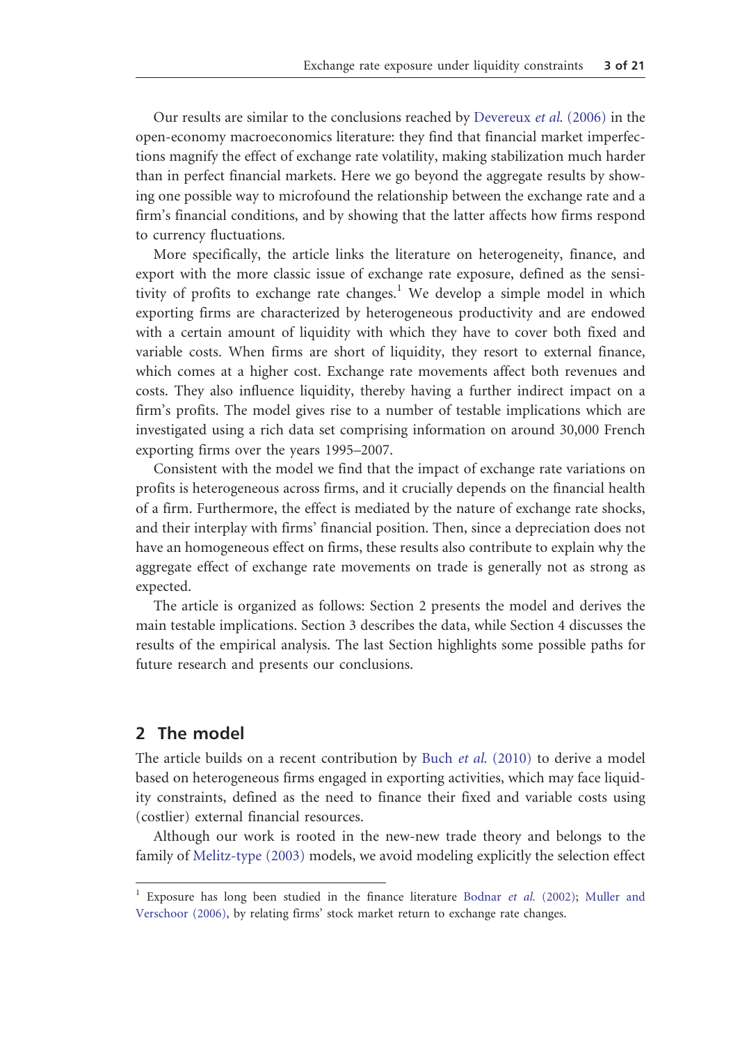Our results are similar to the conclusions reached by Devereux *et al.* (2006) in the open-economy macroeconomics literature: they find that financial market imperfections magnify the effect of exchange rate volatility, making stabilization much harder than in perfect financial markets. Here we go beyond the aggregate results by showing one possible way to microfound the relationship between the exchange rate and a firm's financial conditions, and by showing that the latter affects how firms respond to currency fluctuations.

More specifically, the article links the literature on heterogeneity, finance, and export with the more classic issue of exchange rate exposure, defined as the sensitivity of profits to exchange rate changes.[1] We develop a simple model in which exporting firms are characterized by heterogeneous productivity and are endowed with a certain amount of liquidity with which they have to cover both fixed and variable costs. When firms are short of liquidity, they resort to external finance, which comes at a higher cost. Exchange rate movements affect both revenues and costs. They also influence liquidity, thereby having a further indirect impact on a firm's profits. The model gives rise to a number of testable implications which are investigated using a rich data set comprising information on around 30,000 French exporting firms over the years 1995–2007.

Consistent with the model we find that the impact of exchange rate variations on profits is heterogeneous across firms, and it crucially depends on the financial health of a firm. Furthermore, the effect is mediated by the nature of exchange rate shocks, and their interplay with firms' financial position. Then, since a depreciation does not have an homogeneous effect on firms, these results also contribute to explain why the aggregate effect of exchange rate movements on trade is generally not as strong as expected.

The article is organized as follows: Section 2 presents the model and derives the main testable implications. Section 3 describes the data, while Section 4 discusses the results of the empirical analysis. The last Section highlights some possible paths for future research and presents our conclusions.

## 2 The model

The article builds on a recent contribution by Buch *et al.* (2010) to derive a model based on heterogeneous firms engaged in exporting activities, which may face liquidity constraints, defined as the need to finance their fixed and variable costs using (costlier) external financial resources.

Although our work is rooted in the new-new trade theory and belongs to the family of Melitz-type (2003) models, we avoid modeling explicitly the selection effect

[1] Exposure has long been studied in the finance literature Bodnar *et al.* (2002); Muller and Verschoor (2006), by relating firms' stock market return to exchange rate changes.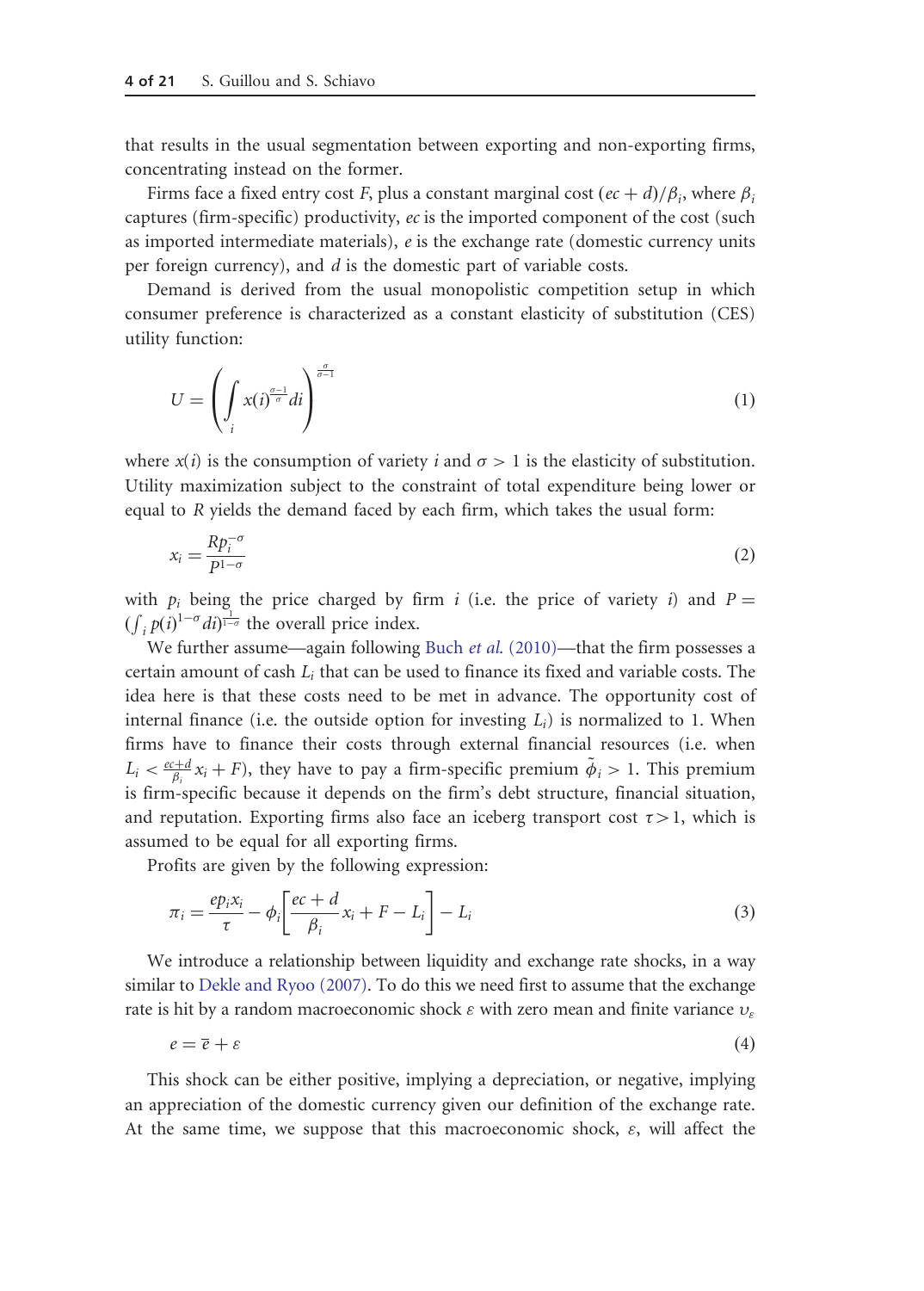that results in the usual segmentation between exporting and non-exporting firms, concentrating instead on the former.

Firms face a fixed entry cost $F$, plus a constant marginal cost $(ec + d)/\beta_i$, where $\beta_i$ captures (firm-specific) productivity, $ec$ is the imported component of the cost (such as imported intermediate materials), $e$ is the exchange rate (domestic currency units per foreign currency), and $d$ is the domestic part of variable costs.

Demand is derived from the usual monopolistic competition setup in which consumer preference is characterized as a constant elasticity of substitution (CES) utility function:

$$U = \left( \int_i x(i)^{\frac{\sigma-1}{\sigma}} di \right)^{\frac{\sigma}{\sigma-1}} \tag{1}$$

where $x(i)$ is the consumption of variety $i$ and $\sigma > 1$ is the elasticity of substitution. Utility maximization subject to the constraint of total expenditure being lower or equal to $R$ yields the demand faced by each firm, which takes the usual form:

$$x_i = \frac{R p_i^{-\sigma}}{P^{1-\sigma}} \tag{2}$$

with $p_i$ being the price charged by firm $i$ (i.e. the price of variety $i$) and $P = (\int_i p(i)^{1-\sigma} di)^{\frac{1}{1-\sigma}}$ the overall price index.

We further assume—again following Buch *et al.* (2010)—that the firm possesses a certain amount of cash $L_i$ that can be used to finance its fixed and variable costs. The idea here is that these costs need to be met in advance. The opportunity cost of internal finance (i.e. the outside option for investing $L_i$) is normalized to 1. When firms have to finance their costs through external financial resources (i.e. when $L_i < \frac{ec+d}{\beta_i} x_i + F$), they have to pay a firm-specific premium $\tilde{\phi}_i > 1$. This premium is firm-specific because it depends on the firm's debt structure, financial situation, and reputation. Exporting firms also face an iceberg transport cost $\tau > 1$, which is assumed to be equal for all exporting firms.

Profits are given by the following expression:

$$\pi_i = \frac{e p_i x_i}{\tau} - \phi_i \left[ \frac{ec + d}{\beta_i} x_i + F - L_i \right] - L_i \tag{3}$$

We introduce a relationship between liquidity and exchange rate shocks, in a way similar to Dekle and Ryoo (2007). To do this we need first to assume that the exchange rate is hit by a random macroeconomic shock $\varepsilon$ with zero mean and finite variance $\upsilon_\varepsilon$

$$e = \bar{e} + \varepsilon \tag{4}$$

This shock can be either positive, implying a depreciation, or negative, implying an appreciation of the domestic currency given our definition of the exchange rate. At the same time, we suppose that this macroeconomic shock, $\varepsilon$, will affect the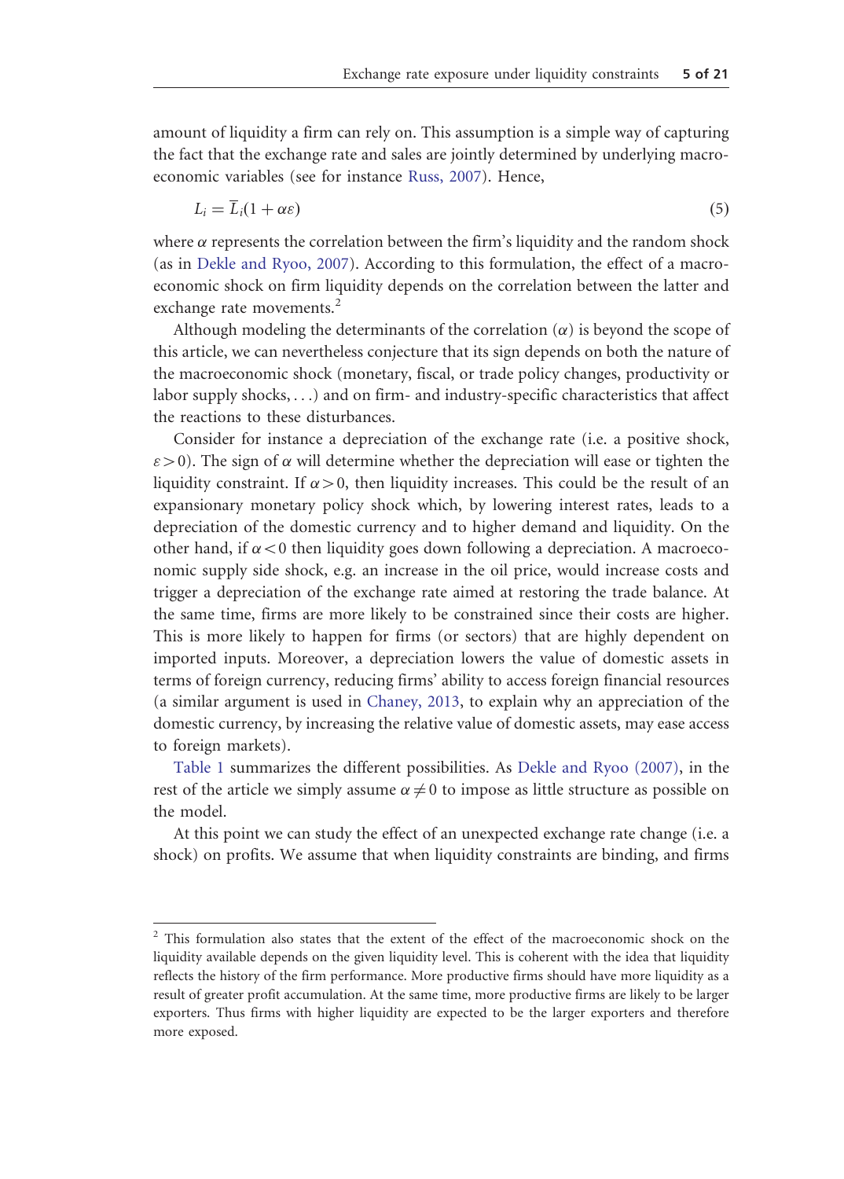amount of liquidity a firm can rely on. This assumption is a simple way of capturing the fact that the exchange rate and sales are jointly determined by underlying macroeconomic variables (see for instance Russ, 2007). Hence,

$$L_i = \overline{L}_i(1 + \alpha\varepsilon) \tag{5}$$

where $\alpha$ represents the correlation between the firm's liquidity and the random shock (as in Dekle and Ryoo, 2007). According to this formulation, the effect of a macroeconomic shock on firm liquidity depends on the correlation between the latter and exchange rate movements.[2]

Although modeling the determinants of the correlation ($\alpha$) is beyond the scope of this article, we can nevertheless conjecture that its sign depends on both the nature of the macroeconomic shock (monetary, fiscal, or trade policy changes, productivity or labor supply shocks, ...) and on firm- and industry-specific characteristics that affect the reactions to these disturbances.

Consider for instance a depreciation of the exchange rate (i.e. a positive shock, $\varepsilon > 0$). The sign of $\alpha$ will determine whether the depreciation will ease or tighten the liquidity constraint. If $\alpha > 0$, then liquidity increases. This could be the result of an expansionary monetary policy shock which, by lowering interest rates, leads to a depreciation of the domestic currency and to higher demand and liquidity. On the other hand, if $\alpha < 0$ then liquidity goes down following a depreciation. A macroeconomic supply side shock, e.g. an increase in the oil price, would increase costs and trigger a depreciation of the exchange rate aimed at restoring the trade balance. At the same time, firms are more likely to be constrained since their costs are higher. This is more likely to happen for firms (or sectors) that are highly dependent on imported inputs. Moreover, a depreciation lowers the value of domestic assets in terms of foreign currency, reducing firms' ability to access foreign financial resources (a similar argument is used in Chaney, 2013, to explain why an appreciation of the domestic currency, by increasing the relative value of domestic assets, may ease access to foreign markets).

Table 1 summarizes the different possibilities. As Dekle and Ryoo (2007), in the rest of the article we simply assume $\alpha \neq 0$ to impose as little structure as possible on the model.

At this point we can study the effect of an unexpected exchange rate change (i.e. a shock) on profits. We assume that when liquidity constraints are binding, and firms

---

[2] This formulation also states that the extent of the effect of the macroeconomic shock on the liquidity available depends on the given liquidity level. This is coherent with the idea that liquidity reflects the history of the firm performance. More productive firms should have more liquidity as a result of greater profit accumulation. At the same time, more productive firms are likely to be larger exporters. Thus firms with higher liquidity are expected to be the larger exporters and therefore more exposed.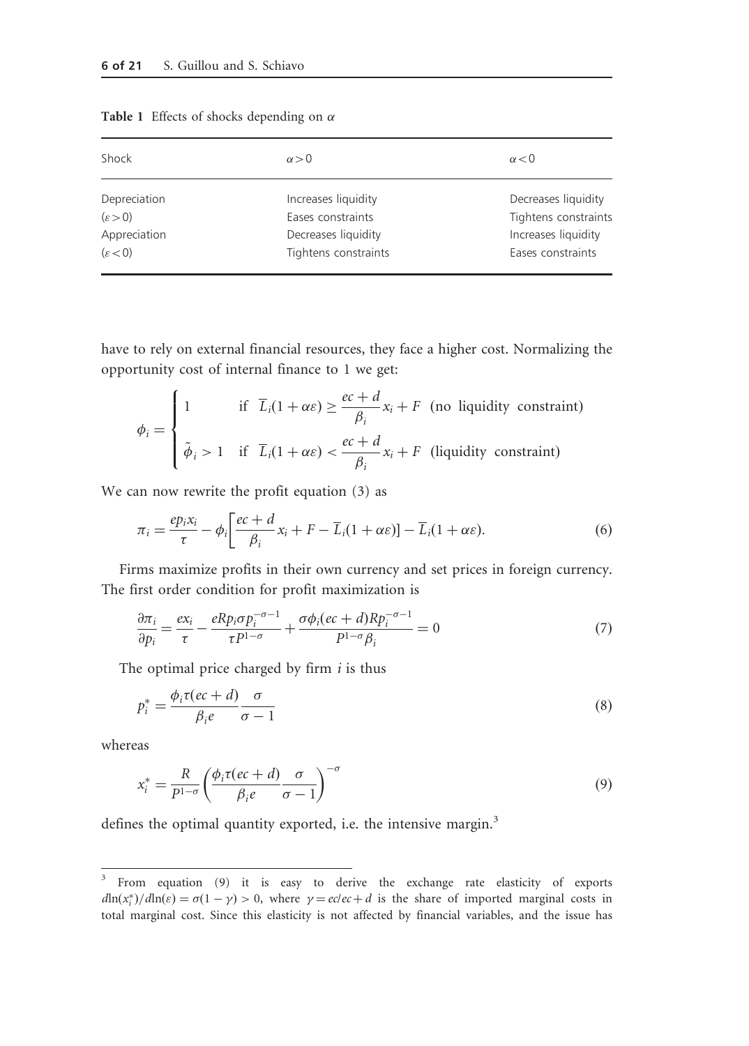**Table 1** Effects of shocks depending on $\alpha$

| Shock | $\alpha > 0$ | $\alpha < 0$ |
|---|---|---|
| Depreciation | Increases liquidity | Decreases liquidity |
| $(\varepsilon > 0)$ | Eases constraints | Tightens constraints |
| Appreciation | Decreases liquidity | Increases liquidity |
| $(\varepsilon < 0)$ | Tightens constraints | Eases constraints |

have to rely on external financial resources, they face a higher cost. Normalizing the opportunity cost of internal finance to 1 we get:

$$\phi_i = \begin{cases} 1 & \text{if } \ \overline{L}_i(1+\alpha\varepsilon) \geq \dfrac{ec+d}{\beta_i}x_i + F \ \ \text{(no liquidity constraint)} \\ \tilde{\phi}_i > 1 & \text{if } \ \overline{L}_i(1+\alpha\varepsilon) < \dfrac{ec+d}{\beta_i}x_i + F \ \ \text{(liquidity constraint)} \end{cases}$$

We can now rewrite the profit equation (3) as

$$\pi_i = \frac{ep_i x_i}{\tau} - \phi_i\left[\frac{ec+d}{\beta_i}x_i + F - \overline{L}_i(1+\alpha\varepsilon)\right] - \overline{L}_i(1+\alpha\varepsilon). \tag{6}$$

Firms maximize profits in their own currency and set prices in foreign currency. The first order condition for profit maximization is

$$\frac{\partial \pi_i}{\partial p_i} = \frac{ex_i}{\tau} - \frac{eRp_i\sigma p_i^{-\sigma-1}}{\tau P^{1-\sigma}} + \frac{\sigma\phi_i(ec+d)Rp_i^{-\sigma-1}}{P^{1-\sigma}\beta_i} = 0 \tag{7}$$

The optimal price charged by firm $i$ is thus

$$p_i^* = \frac{\phi_i\tau(ec+d)}{\beta_i e}\frac{\sigma}{\sigma-1} \tag{8}$$

whereas

$$x_i^* = \frac{R}{P^{1-\sigma}}\left(\frac{\phi_i\tau(ec+d)}{\beta_i e}\frac{\sigma}{\sigma-1}\right)^{-\sigma} \tag{9}$$

defines the optimal quantity exported, i.e. the intensive margin.[3]

[3] From equation (9) it is easy to derive the exchange rate elasticity of exports $d\ln(x_i^*)/d\ln(\varepsilon) = \sigma(1-\gamma) > 0$, where $\gamma = ec/ec + d$ is the share of imported marginal costs in total marginal cost. Since this elasticity is not affected by financial variables, and the issue has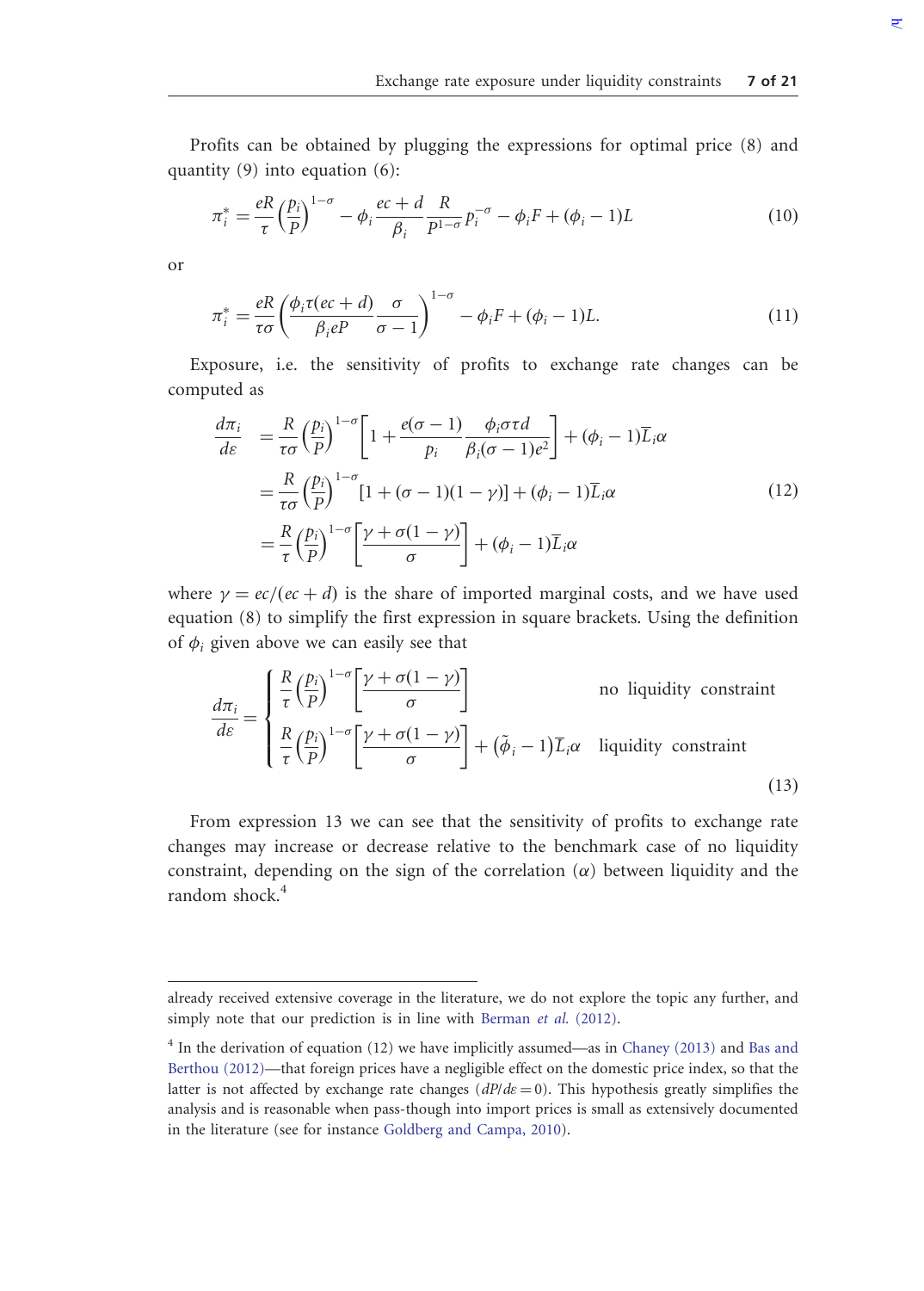Profits can be obtained by plugging the expressions for optimal price (8) and quantity (9) into equation (6):

$$\pi_i^* = \frac{eR}{\tau}\left(\frac{p_i}{P}\right)^{1-\sigma} - \phi_i \frac{ec+d}{\beta_i}\frac{R}{P^{1-\sigma}}p_i^{-\sigma} - \phi_i F + (\phi_i - 1)L \tag{10}$$

or

$$\pi_i^* = \frac{eR}{\tau\sigma}\left(\frac{\phi_i \tau(ec+d)}{\beta_i eP}\frac{\sigma}{\sigma-1}\right)^{1-\sigma} - \phi_i F + (\phi_i - 1)L. \tag{11}$$

Exposure, i.e. the sensitivity of profits to exchange rate changes can be computed as

$$\begin{aligned}
\frac{d\pi_i}{d\varepsilon} &= \frac{R}{\tau\sigma}\left(\frac{p_i}{P}\right)^{1-\sigma}\left[1 + \frac{e(\sigma-1)}{p_i}\frac{\phi_i \sigma\tau d}{\beta_i(\sigma-1)e^2}\right] + (\phi_i - 1)\overline{L}_i\alpha \\
&= \frac{R}{\tau\sigma}\left(\frac{p_i}{P}\right)^{1-\sigma}[1 + (\sigma-1)(1-\gamma)] + (\phi_i - 1)\overline{L}_i\alpha \\
&= \frac{R}{\tau}\left(\frac{p_i}{P}\right)^{1-\sigma}\left[\frac{\gamma + \sigma(1-\gamma)}{\sigma}\right] + (\phi_i - 1)\overline{L}_i\alpha
\end{aligned} \tag{12}$$

where $\gamma = ec/(ec+d)$ is the share of imported marginal costs, and we have used equation (8) to simplify the first expression in square brackets. Using the definition of $\phi_i$ given above we can easily see that

$$\frac{d\pi_i}{d\varepsilon} = \begin{cases} \dfrac{R}{\tau}\left(\dfrac{p_i}{P}\right)^{1-\sigma}\left[\dfrac{\gamma + \sigma(1-\gamma)}{\sigma}\right] & \text{no liquidity constraint} \\ \dfrac{R}{\tau}\left(\dfrac{p_i}{P}\right)^{1-\sigma}\left[\dfrac{\gamma + \sigma(1-\gamma)}{\sigma}\right] + (\tilde{\phi}_i - 1)\overline{L}_i\alpha & \text{liquidity constraint} \end{cases} \tag{13}$$

From expression 13 we can see that the sensitivity of profits to exchange rate changes may increase or decrease relative to the benchmark case of no liquidity constraint, depending on the sign of the correlation ($\alpha$) between liquidity and the random shock.[4]

---

already received extensive coverage in the literature, we do not explore the topic any further, and simply note that our prediction is in line with Berman *et al.* (2012).

[4] In the derivation of equation (12) we have implicitly assumed—as in Chaney (2013) and Bas and Berthou (2012)—that foreign prices have a negligible effect on the domestic price index, so that the latter is not affected by exchange rate changes ($dP/d\varepsilon = 0$). This hypothesis greatly simplifies the analysis and is reasonable when pass-though into import prices is small as extensively documented in the literature (see for instance Goldberg and Campa, 2010).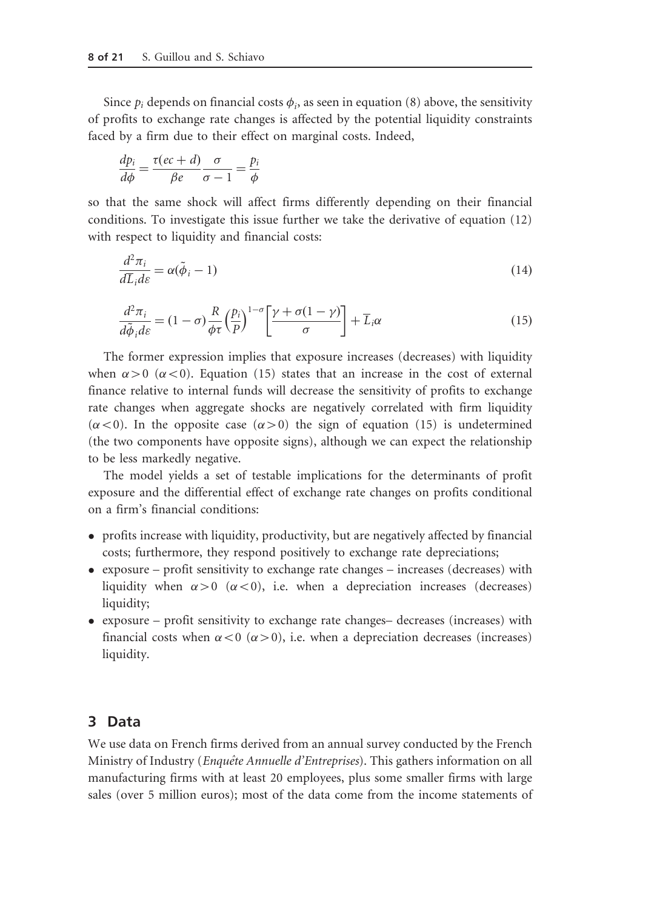Since $p_i$ depends on financial costs $\phi_i$, as seen in equation (8) above, the sensitivity of profits to exchange rate changes is affected by the potential liquidity constraints faced by a firm due to their effect on marginal costs. Indeed,

$$\frac{dp_i}{d\phi} = \frac{\tau(ec + d)}{\beta e} \frac{\sigma}{\sigma - 1} = \frac{p_i}{\phi}$$

so that the same shock will affect firms differently depending on their financial conditions. To investigate this issue further we take the derivative of equation (12) with respect to liquidity and financial costs:

$$\frac{d^2\pi_i}{d\overline{L}_i d\varepsilon} = \alpha(\tilde{\phi}_i - 1) \tag{14}$$

$$\frac{d^2\pi_i}{d\tilde{\phi}_i d\varepsilon} = (1 - \sigma)\frac{R}{\phi\tau}\left(\frac{p_i}{P}\right)^{1-\sigma}\left[\frac{\gamma + \sigma(1-\gamma)}{\sigma}\right] + \overline{L}_i\alpha \tag{15}$$

The former expression implies that exposure increases (decreases) with liquidity when $\alpha > 0$ ($\alpha < 0$). Equation (15) states that an increase in the cost of external finance relative to internal funds will decrease the sensitivity of profits to exchange rate changes when aggregate shocks are negatively correlated with firm liquidity ($\alpha < 0$). In the opposite case ($\alpha > 0$) the sign of equation (15) is undetermined (the two components have opposite signs), although we can expect the relationship to be less markedly negative.

The model yields a set of testable implications for the determinants of profit exposure and the differential effect of exchange rate changes on profits conditional on a firm's financial conditions:

- profits increase with liquidity, productivity, but are negatively affected by financial costs; furthermore, they respond positively to exchange rate depreciations;
- exposure – profit sensitivity to exchange rate changes – increases (decreases) with liquidity when $\alpha > 0$ ($\alpha < 0$), i.e. when a depreciation increases (decreases) liquidity;
- exposure – profit sensitivity to exchange rate changes– decreases (increases) with financial costs when $\alpha < 0$ ($\alpha > 0$), i.e. when a depreciation decreases (increases) liquidity.

## 3 Data

We use data on French firms derived from an annual survey conducted by the French Ministry of Industry (*Enquête Annuelle d'Entreprises*). This gathers information on all manufacturing firms with at least 20 employees, plus some smaller firms with large sales (over 5 million euros); most of the data come from the income statements of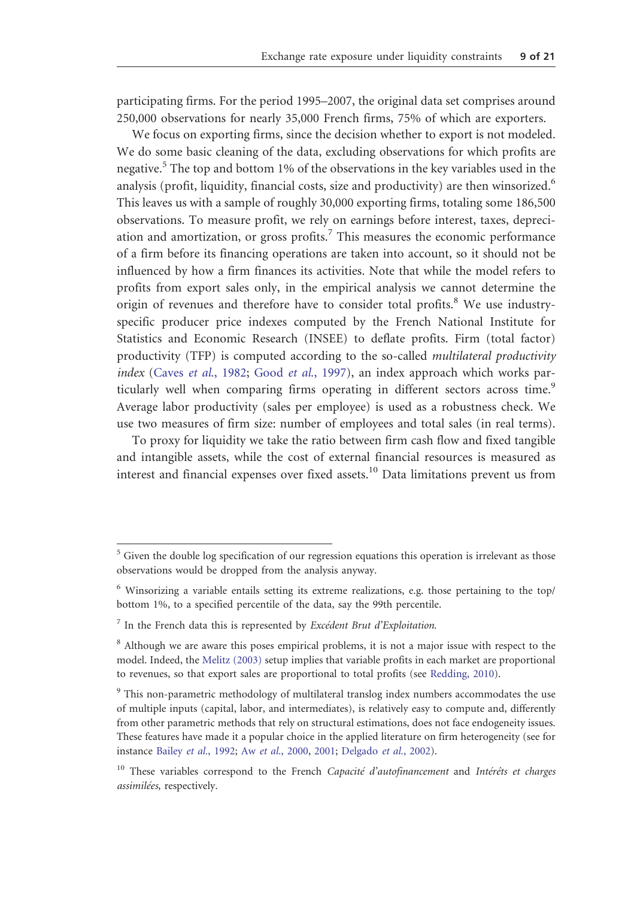participating firms. For the period 1995–2007, the original data set comprises around 250,000 observations for nearly 35,000 French firms, 75% of which are exporters.

We focus on exporting firms, since the decision whether to export is not modeled. We do some basic cleaning of the data, excluding observations for which profits are negative.[5] The top and bottom 1% of the observations in the key variables used in the analysis (profit, liquidity, financial costs, size and productivity) are then winsorized.[6] This leaves us with a sample of roughly 30,000 exporting firms, totaling some 186,500 observations. To measure profit, we rely on earnings before interest, taxes, depreciation and amortization, or gross profits.[7] This measures the economic performance of a firm before its financing operations are taken into account, so it should not be influenced by how a firm finances its activities. Note that while the model refers to profits from export sales only, in the empirical analysis we cannot determine the origin of revenues and therefore have to consider total profits.[8] We use industry-specific producer price indexes computed by the French National Institute for Statistics and Economic Research (INSEE) to deflate profits. Firm (total factor) productivity (TFP) is computed according to the so-called *multilateral productivity index* (Caves *et al.*, 1982; Good *et al.*, 1997), an index approach which works particularly well when comparing firms operating in different sectors across time.[9] Average labor productivity (sales per employee) is used as a robustness check. We use two measures of firm size: number of employees and total sales (in real terms).

To proxy for liquidity we take the ratio between firm cash flow and fixed tangible and intangible assets, while the cost of external financial resources is measured as interest and financial expenses over fixed assets.[10] Data limitations prevent us from

[5] Given the double log specification of our regression equations this operation is irrelevant as those observations would be dropped from the analysis anyway.

[6] Winsorizing a variable entails setting its extreme realizations, e.g. those pertaining to the top/bottom 1%, to a specified percentile of the data, say the 99th percentile.

[7] In the French data this is represented by *Excédent Brut d'Exploitation.*

[8] Although we are aware this poses empirical problems, it is not a major issue with respect to the model. Indeed, the Melitz (2003) setup implies that variable profits in each market are proportional to revenues, so that export sales are proportional to total profits (see Redding, 2010).

[9] This non-parametric methodology of multilateral translog index numbers accommodates the use of multiple inputs (capital, labor, and intermediates), is relatively easy to compute and, differently from other parametric methods that rely on structural estimations, does not face endogeneity issues. These features have made it a popular choice in the applied literature on firm heterogeneity (see for instance Bailey *et al.*, 1992; Aw *et al.*, 2000, 2001; Delgado *et al.*, 2002).

[10] These variables correspond to the French *Capacité d'autofinancement* and *Intérêts et charges assimilées*, respectively.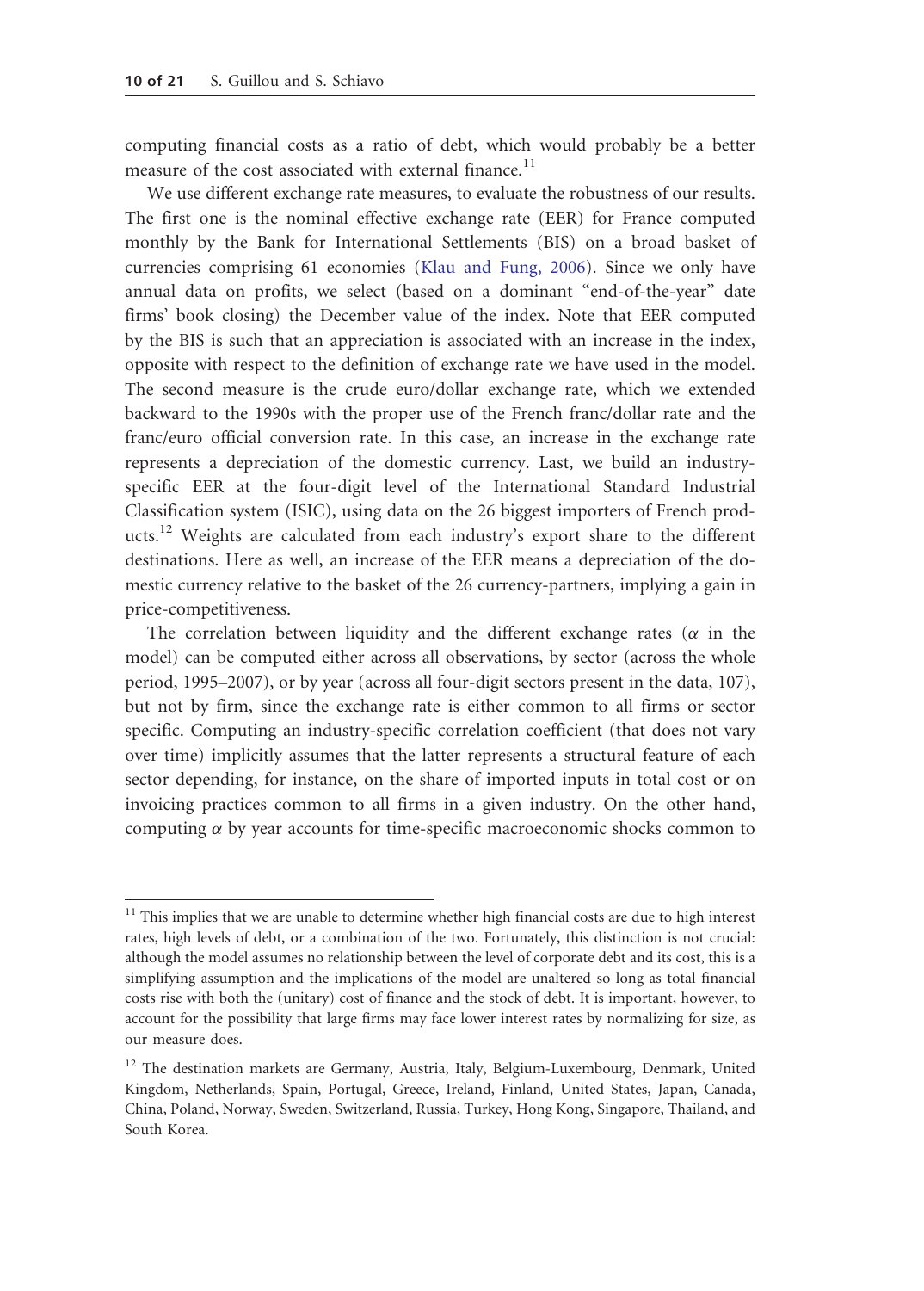computing financial costs as a ratio of debt, which would probably be a better measure of the cost associated with external finance.[11]

We use different exchange rate measures, to evaluate the robustness of our results. The first one is the nominal effective exchange rate (EER) for France computed monthly by the Bank for International Settlements (BIS) on a broad basket of currencies comprising 61 economies (Klau and Fung, 2006). Since we only have annual data on profits, we select (based on a dominant "end-of-the-year" date firms' book closing) the December value of the index. Note that EER computed by the BIS is such that an appreciation is associated with an increase in the index, opposite with respect to the definition of exchange rate we have used in the model. The second measure is the crude euro/dollar exchange rate, which we extended backward to the 1990s with the proper use of the French franc/dollar rate and the franc/euro official conversion rate. In this case, an increase in the exchange rate represents a depreciation of the domestic currency. Last, we build an industry-specific EER at the four-digit level of the International Standard Industrial Classification system (ISIC), using data on the 26 biggest importers of French products.[12] Weights are calculated from each industry's export share to the different destinations. Here as well, an increase of the EER means a depreciation of the domestic currency relative to the basket of the 26 currency-partners, implying a gain in price-competitiveness.

The correlation between liquidity and the different exchange rates ($\alpha$ in the model) can be computed either across all observations, by sector (across the whole period, 1995–2007), or by year (across all four-digit sectors present in the data, 107), but not by firm, since the exchange rate is either common to all firms or sector specific. Computing an industry-specific correlation coefficient (that does not vary over time) implicitly assumes that the latter represents a structural feature of each sector depending, for instance, on the share of imported inputs in total cost or on invoicing practices common to all firms in a given industry. On the other hand, computing $\alpha$ by year accounts for time-specific macroeconomic shocks common to

---

[11] This implies that we are unable to determine whether high financial costs are due to high interest rates, high levels of debt, or a combination of the two. Fortunately, this distinction is not crucial: although the model assumes no relationship between the level of corporate debt and its cost, this is a simplifying assumption and the implications of the model are unaltered so long as total financial costs rise with both the (unitary) cost of finance and the stock of debt. It is important, however, to account for the possibility that large firms may face lower interest rates by normalizing for size, as our measure does.

[12] The destination markets are Germany, Austria, Italy, Belgium-Luxembourg, Denmark, United Kingdom, Netherlands, Spain, Portugal, Greece, Ireland, Finland, United States, Japan, Canada, China, Poland, Norway, Sweden, Switzerland, Russia, Turkey, Hong Kong, Singapore, Thailand, and South Korea.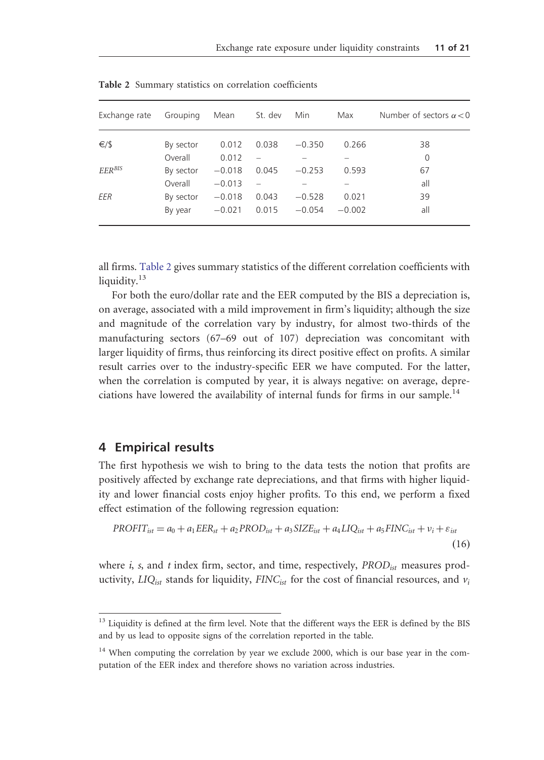**Table 2** Summary statistics on correlation coefficients

| Exchange rate | Grouping | Mean | St. dev | Min | Max | Number of sectors $\alpha < 0$ |
|---|---|---|---|---|---|---|
| €/\$ | By sector | 0.012 | 0.038 | −0.350 | 0.266 | 38 |
| | Overall | 0.012 | – | – | – | 0 |
| $EER^{BIS}$ | By sector | −0.018 | 0.045 | −0.253 | 0.593 | 67 |
| | Overall | −0.013 | – | – | – | all |
| $EER$ | By sector | −0.018 | 0.043 | −0.528 | 0.021 | 39 |
| | By year | −0.021 | 0.015 | −0.054 | −0.002 | all |

all firms. Table 2 gives summary statistics of the different correlation coefficients with liquidity.[13]

For both the euro/dollar rate and the EER computed by the BIS a depreciation is, on average, associated with a mild improvement in firm's liquidity; although the size and magnitude of the correlation vary by industry, for almost two-thirds of the manufacturing sectors (67–69 out of 107) depreciation was concomitant with larger liquidity of firms, thus reinforcing its direct positive effect on profits. A similar result carries over to the industry-specific EER we have computed. For the latter, when the correlation is computed by year, it is always negative: on average, depreciations have lowered the availability of internal funds for firms in our sample.[14]

## 4 Empirical results

The first hypothesis we wish to bring to the data tests the notion that profits are positively affected by exchange rate depreciations, and that firms with higher liquidity and lower financial costs enjoy higher profits. To this end, we perform a fixed effect estimation of the following regression equation:

$$PROFIT_{ist} = a_0 + a_1 EER_{st} + a_2 PROD_{ist} + a_3 SIZE_{ist} + a_4 LIQ_{ist} + a_5 FINC_{ist} + \nu_i + \varepsilon_{ist} \tag{16}$$

where $i$, $s$, and $t$ index firm, sector, and time, respectively, $PROD_{ist}$ measures productivity, $LIQ_{ist}$ stands for liquidity, $FINC_{ist}$ for the cost of financial resources, and $\nu_i$

[13] Liquidity is defined at the firm level. Note that the different ways the EER is defined by the BIS and by us lead to opposite signs of the correlation reported in the table.

[14] When computing the correlation by year we exclude 2000, which is our base year in the computation of the EER index and therefore shows no variation across industries.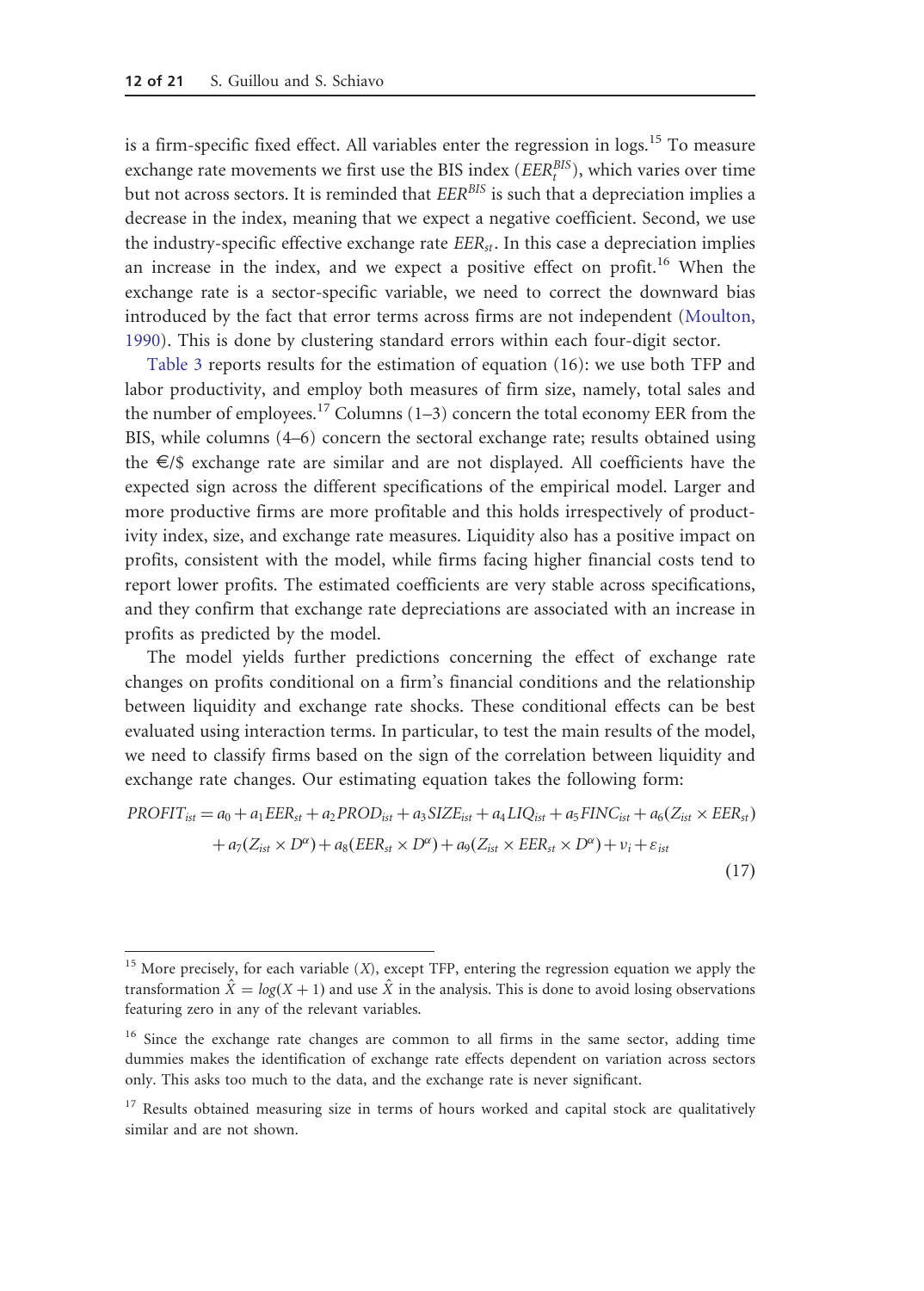is a firm-specific fixed effect. All variables enter the regression in logs.[15] To measure exchange rate movements we first use the BIS index ($EER_t^{BIS}$), which varies over time but not across sectors. It is reminded that $EER^{BIS}$ is such that a depreciation implies a decrease in the index, meaning that we expect a negative coefficient. Second, we use the industry-specific effective exchange rate $EER_{st}$. In this case a depreciation implies an increase in the index, and we expect a positive effect on profit.[16] When the exchange rate is a sector-specific variable, we need to correct the downward bias introduced by the fact that error terms across firms are not independent (Moulton, 1990). This is done by clustering standard errors within each four-digit sector.

Table 3 reports results for the estimation of equation (16): we use both TFP and labor productivity, and employ both measures of firm size, namely, total sales and the number of employees.[17] Columns (1–3) concern the total economy EER from the BIS, while columns (4–6) concern the sectoral exchange rate; results obtained using the €/\$ exchange rate are similar and are not displayed. All coefficients have the expected sign across the different specifications of the empirical model. Larger and more productive firms are more profitable and this holds irrespectively of productivity index, size, and exchange rate measures. Liquidity also has a positive impact on profits, consistent with the model, while firms facing higher financial costs tend to report lower profits. The estimated coefficients are very stable across specifications, and they confirm that exchange rate depreciations are associated with an increase in profits as predicted by the model.

The model yields further predictions concerning the effect of exchange rate changes on profits conditional on a firm's financial conditions and the relationship between liquidity and exchange rate shocks. These conditional effects can be best evaluated using interaction terms. In particular, to test the main results of the model, we need to classify firms based on the sign of the correlation between liquidity and exchange rate changes. Our estimating equation takes the following form:

$$PROFIT_{ist} = a_0 + a_1 EER_{st} + a_2 PROD_{ist} + a_3 SIZE_{ist} + a_4 LIQ_{ist} + a_5 FINC_{ist} + a_6 (Z_{ist} \times EER_{st}) + a_7 (Z_{ist} \times D^{\alpha}) + a_8 (EER_{st} \times D^{\alpha}) + a_9 (Z_{ist} \times EER_{st} \times D^{\alpha}) + \nu_i + \varepsilon_{ist} \quad (17)$$

[15] More precisely, for each variable ($X$), except TFP, entering the regression equation we apply the transformation $\hat{X} = log(X + 1)$ and use $\hat{X}$ in the analysis. This is done to avoid losing observations featuring zero in any of the relevant variables.

[16] Since the exchange rate changes are common to all firms in the same sector, adding time dummies makes the identification of exchange rate effects dependent on variation across sectors only. This asks too much to the data, and the exchange rate is never significant.

[17] Results obtained measuring size in terms of hours worked and capital stock are qualitatively similar and are not shown.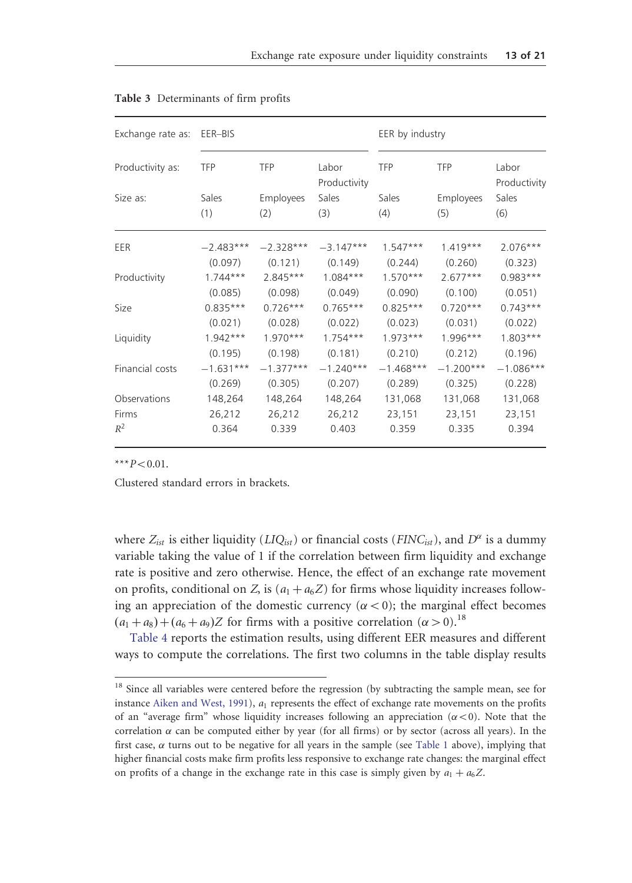**Table 3** Determinants of firm profits

| Exchange rate as: | EER–BIS | | | EER by industry | | |
|---|---|---|---|---|---|---|
| Productivity as: | TFP | TFP | Labor Productivity | TFP | TFP | Labor Productivity |
| Size as: | Sales (1) | Employees (2) | Sales (3) | Sales (4) | Employees (5) | Sales (6) |
| EER | −2.483*** | −2.328*** | −3.147*** | 1.547*** | 1.419*** | 2.076*** |
| | (0.097) | (0.121) | (0.149) | (0.244) | (0.260) | (0.323) |
| Productivity | 1.744*** | 2.845*** | 1.084*** | 1.570*** | 2.677*** | 0.983*** |
| | (0.085) | (0.098) | (0.049) | (0.090) | (0.100) | (0.051) |
| Size | 0.835*** | 0.726*** | 0.765*** | 0.825*** | 0.720*** | 0.743*** |
| | (0.021) | (0.028) | (0.022) | (0.023) | (0.031) | (0.022) |
| Liquidity | 1.942*** | 1.970*** | 1.754*** | 1.973*** | 1.996*** | 1.803*** |
| | (0.195) | (0.198) | (0.181) | (0.210) | (0.212) | (0.196) |
| Financial costs | −1.631*** | −1.377*** | −1.240*** | −1.468*** | −1.200*** | −1.086*** |
| | (0.269) | (0.305) | (0.207) | (0.289) | (0.325) | (0.228) |
| Observations | 148,264 | 148,264 | 148,264 | 131,068 | 131,068 | 131,068 |
| Firms | 26,212 | 26,212 | 26,212 | 23,151 | 23,151 | 23,151 |
| $R^2$ | 0.364 | 0.339 | 0.403 | 0.359 | 0.335 | 0.394 |

***$P < 0.01$.

Clustered standard errors in brackets.

where $Z_{ist}$ is either liquidity ($LIQ_{ist}$) or financial costs ($FINC_{ist}$), and $D^{\alpha}$ is a dummy variable taking the value of 1 if the correlation between firm liquidity and exchange rate is positive and zero otherwise. Hence, the effect of an exchange rate movement on profits, conditional on $Z$, is $(a_1 + a_6 Z)$ for firms whose liquidity increases following an appreciation of the domestic currency ($\alpha < 0$); the marginal effect becomes $(a_1 + a_8) + (a_6 + a_9)Z$ for firms with a positive correlation ($\alpha > 0$).[18]

Table 4 reports the estimation results, using different EER measures and different ways to compute the correlations. The first two columns in the table display results

[18] Since all variables were centered before the regression (by subtracting the sample mean, see for instance Aiken and West, 1991), $a_1$ represents the effect of exchange rate movements on the profits of an "average firm" whose liquidity increases following an appreciation ($\alpha < 0$). Note that the correlation $\alpha$ can be computed either by year (for all firms) or by sector (across all years). In the first case, $\alpha$ turns out to be negative for all years in the sample (see Table 1 above), implying that higher financial costs make firm profits less responsive to exchange rate changes: the marginal effect on profits of a change in the exchange rate in this case is simply given by $a_1 + a_6 Z$.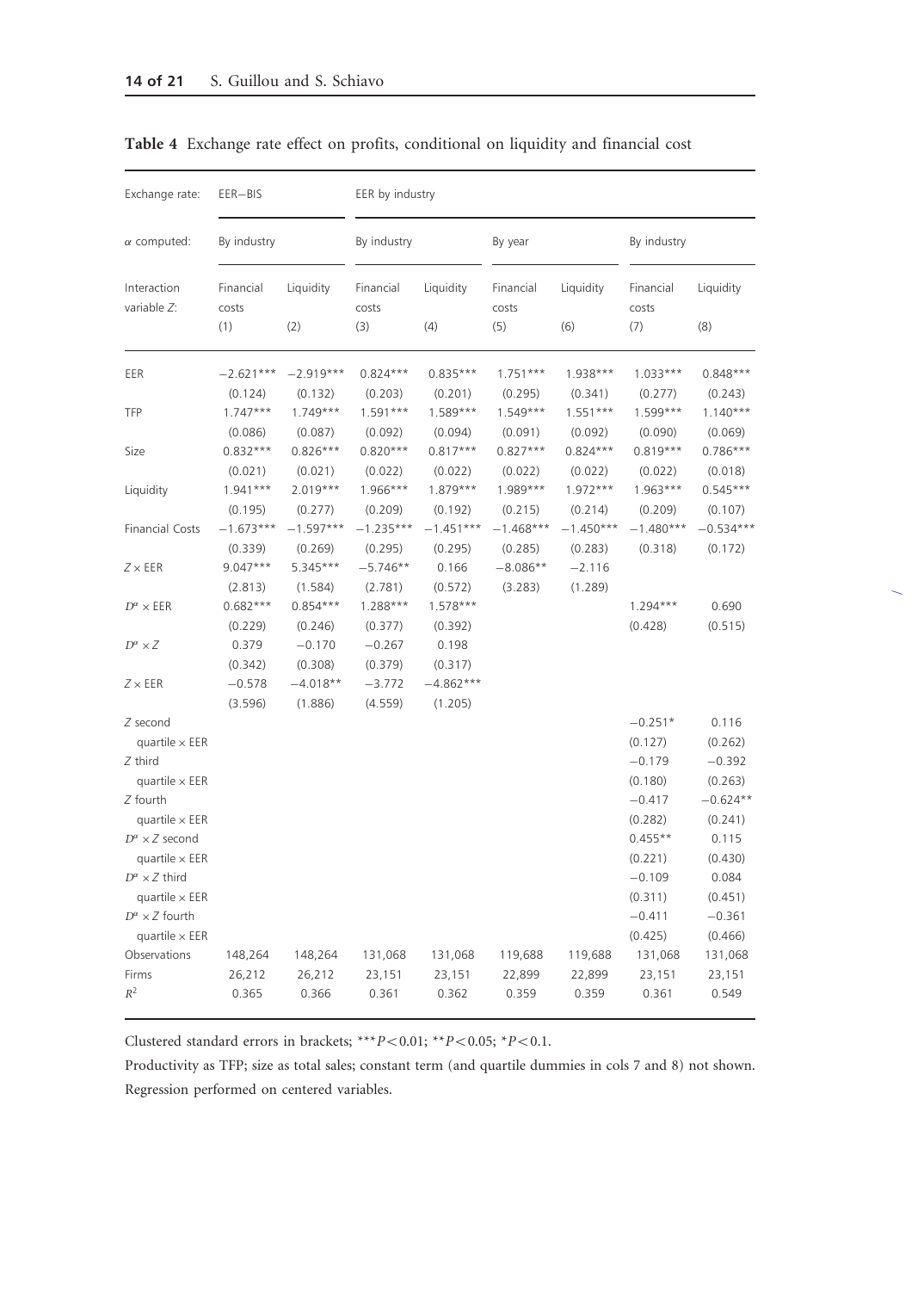**Table 4** Exchange rate effect on profits, conditional on liquidity and financial cost

| Exchange rate: | EER—BIS | | EER by industry | | | | | |
|---|---|---|---|---|---|---|---|---|
| $\alpha$ computed: | By industry | | By industry | | By year | | By industry | |
| Interaction variable $Z$: | Financial costs (1) | Liquidity (2) | Financial costs (3) | Liquidity (4) | Financial costs (5) | Liquidity (6) | Financial costs (7) | Liquidity (8) |
| EER | −2.621*** | −2.919*** | 0.824*** | 0.835*** | 1.751*** | 1.938*** | 1.033*** | 0.848*** |
| | (0.124) | (0.132) | (0.203) | (0.201) | (0.295) | (0.341) | (0.277) | (0.243) |
| TFP | 1.747*** | 1.749*** | 1.591*** | 1.589*** | 1.549*** | 1.551*** | 1.599*** | 1.140*** |
| | (0.086) | (0.087) | (0.092) | (0.094) | (0.091) | (0.092) | (0.090) | (0.069) |
| Size | 0.832*** | 0.826*** | 0.820*** | 0.817*** | 0.827*** | 0.824*** | 0.819*** | 0.786*** |
| | (0.021) | (0.021) | (0.022) | (0.022) | (0.022) | (0.022) | (0.022) | (0.018) |
| Liquidity | 1.941*** | 2.019*** | 1.966*** | 1.879*** | 1.989*** | 1.972*** | 1.963*** | 0.545*** |
| | (0.195) | (0.277) | (0.209) | (0.192) | (0.215) | (0.214) | (0.209) | (0.107) |
| Financial Costs | −1.673*** | −1.597*** | −1.235*** | −1.451*** | −1.468*** | −1.450*** | −1.480*** | −0.534*** |
| | (0.339) | (0.269) | (0.295) | (0.295) | (0.285) | (0.283) | (0.318) | (0.172) |
| $Z \times$ EER | 9.047*** | 5.345*** | −5.746** | 0.166 | −8.086** | −2.116 | | |
| | (2.813) | (1.584) | (2.781) | (0.572) | (3.283) | (1.289) | | |
| $D^{\alpha} \times$ EER | 0.682*** | 0.854*** | 1.288*** | 1.578*** | | | 1.294*** | 0.690 |
| | (0.229) | (0.246) | (0.377) | (0.392) | | | (0.428) | (0.515) |
| $D^{\alpha} \times Z$ | 0.379 | −0.170 | −0.267 | 0.198 | | | | |
| | (0.342) | (0.308) | (0.379) | (0.317) | | | | |
| $Z \times$ EER | −0.578 | −4.018** | −3.772 | −4.862*** | | | | |
| | (3.596) | (1.886) | (4.559) | (1.205) | | | | |
| $Z$ second quartile $\times$ EER | | | | | | | −0.251* | 0.116 |
| | | | | | | | (0.127) | (0.262) |
| $Z$ third quartile $\times$ EER | | | | | | | −0.179 | −0.392 |
| | | | | | | | (0.180) | (0.263) |
| $Z$ fourth quartile $\times$ EER | | | | | | | −0.417 | −0.624** |
| | | | | | | | (0.282) | (0.241) |
| $D^{\alpha} \times Z$ second quartile $\times$ EER | | | | | | | 0.455** | 0.115 |
| | | | | | | | (0.221) | (0.430) |
| $D^{\alpha} \times Z$ third quartile $\times$ EER | | | | | | | −0.109 | 0.084 |
| | | | | | | | (0.311) | (0.451) |
| $D^{\alpha} \times Z$ fourth quartile $\times$ EER | | | | | | | −0.411 | −0.361 |
| | | | | | | | (0.425) | (0.466) |
| Observations | 148,264 | 148,264 | 131,068 | 131,068 | 119,688 | 119,688 | 131,068 | 131,068 |
| Firms | 26,212 | 26,212 | 23,151 | 23,151 | 22,899 | 22,899 | 23,151 | 23,151 |
| $R^2$ | 0.365 | 0.366 | 0.361 | 0.362 | 0.359 | 0.359 | 0.361 | 0.549 |

Clustered standard errors in brackets; ***$P<0.01$; **$P<0.05$; *$P<0.1$.

Productivity as TFP; size as total sales; constant term (and quartile dummies in cols 7 and 8) not shown. Regression performed on centered variables.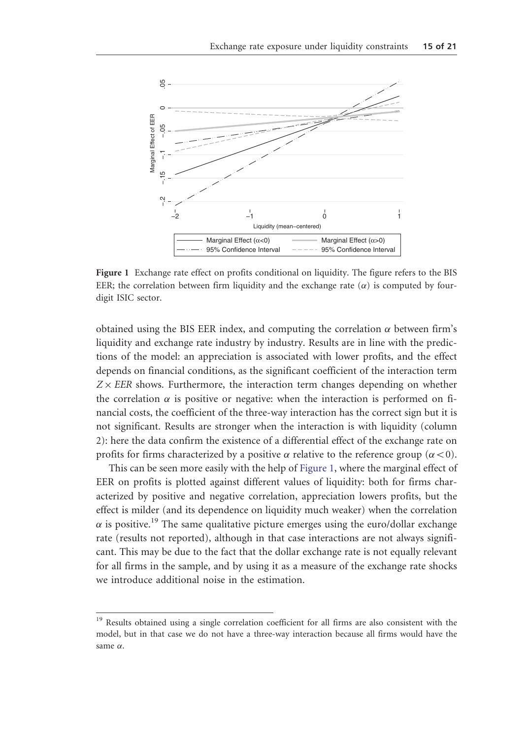**Figure 1** Exchange rate effect on profits conditional on liquidity. The figure refers to the BIS EER; the correlation between firm liquidity and the exchange rate ($\alpha$) is computed by four-digit ISIC sector.

obtained using the BIS EER index, and computing the correlation $\alpha$ between firm's liquidity and exchange rate industry by industry. Results are in line with the predictions of the model: an appreciation is associated with lower profits, and the effect depends on financial conditions, as the significant coefficient of the interaction term $Z \times EER$ shows. Furthermore, the interaction term changes depending on whether the correlation $\alpha$ is positive or negative: when the interaction is performed on financial costs, the coefficient of the three-way interaction has the correct sign but it is not significant. Results are stronger when the interaction is with liquidity (column 2): here the data confirm the existence of a differential effect of the exchange rate on profits for firms characterized by a positive $\alpha$ relative to the reference group ($\alpha < 0$).

This can be seen more easily with the help of Figure 1, where the marginal effect of EER on profits is plotted against different values of liquidity: both for firms characterized by positive and negative correlation, appreciation lowers profits, but the effect is milder (and its dependence on liquidity much weaker) when the correlation $\alpha$ is positive.[19] The same qualitative picture emerges using the euro/dollar exchange rate (results not reported), although in that case interactions are not always significant. This may be due to the fact that the dollar exchange rate is not equally relevant for all firms in the sample, and by using it as a measure of the exchange rate shocks we introduce additional noise in the estimation.

[19] Results obtained using a single correlation coefficient for all firms are also consistent with the model, but in that case we do not have a three-way interaction because all firms would have the same $\alpha$.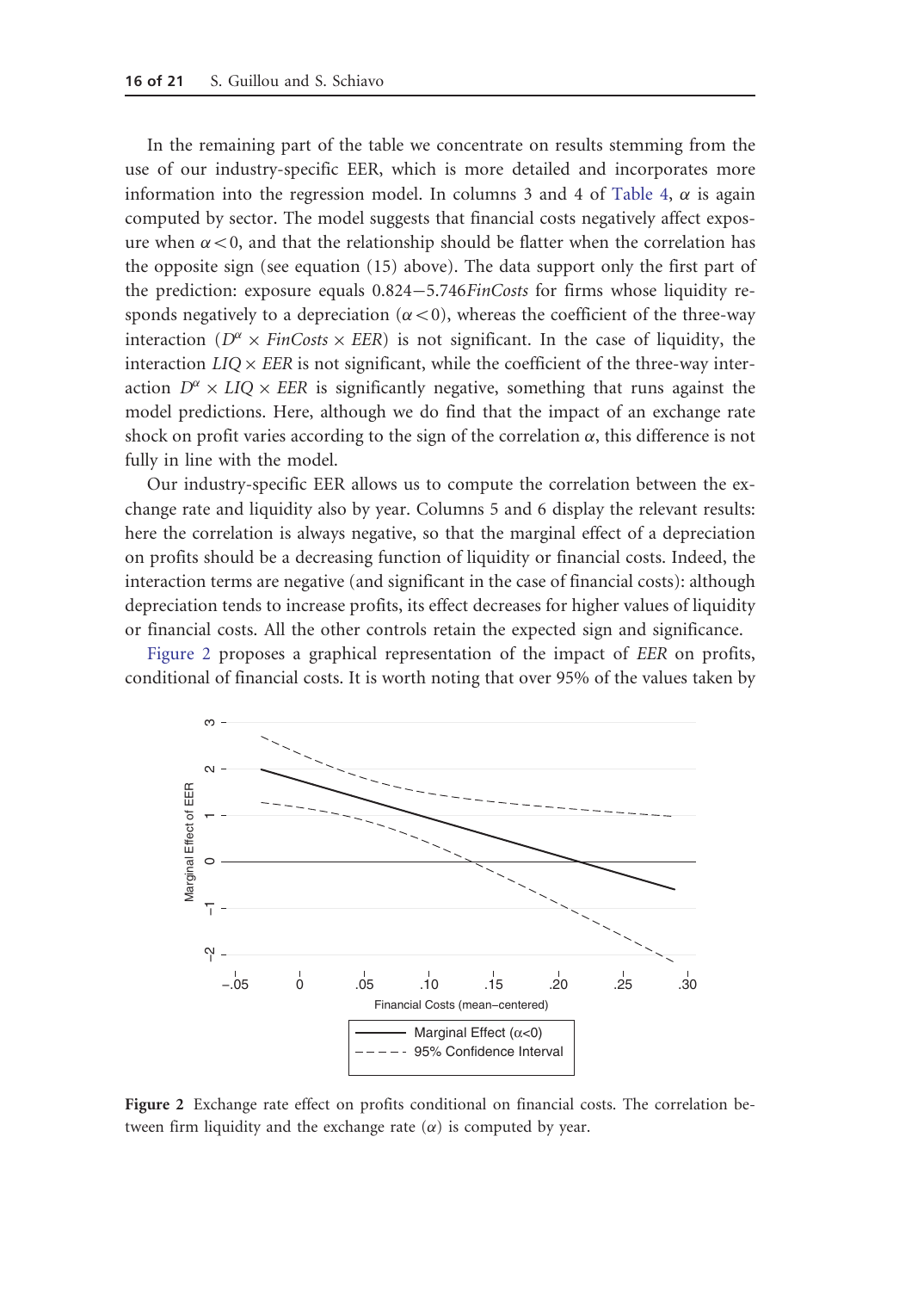In the remaining part of the table we concentrate on results stemming from the use of our industry-specific EER, which is more detailed and incorporates more information into the regression model. In columns 3 and 4 of Table 4, $\alpha$ is again computed by sector. The model suggests that financial costs negatively affect exposure when $\alpha < 0$, and that the relationship should be flatter when the correlation has the opposite sign (see equation (15) above). The data support only the first part of the prediction: exposure equals $0.824 - 5.746 FinCosts$ for firms whose liquidity responds negatively to a depreciation ($\alpha < 0$), whereas the coefficient of the three-way interaction ($D^{\alpha} \times FinCosts \times EER$) is not significant. In the case of liquidity, the interaction $LIQ \times EER$ is not significant, while the coefficient of the three-way interaction $D^{\alpha} \times LIQ \times EER$ is significantly negative, something that runs against the model predictions. Here, although we do find that the impact of an exchange rate shock on profit varies according to the sign of the correlation $\alpha$, this difference is not fully in line with the model.

Our industry-specific EER allows us to compute the correlation between the exchange rate and liquidity also by year. Columns 5 and 6 display the relevant results: here the correlation is always negative, so that the marginal effect of a depreciation on profits should be a decreasing function of liquidity or financial costs. Indeed, the interaction terms are negative (and significant in the case of financial costs): although depreciation tends to increase profits, its effect decreases for higher values of liquidity or financial costs. All the other controls retain the expected sign and significance.

Figure 2 proposes a graphical representation of the impact of *EER* on profits, conditional of financial costs. It is worth noting that over 95% of the values taken by

**Figure 2** Exchange rate effect on profits conditional on financial costs. The correlation between firm liquidity and the exchange rate ($\alpha$) is computed by year.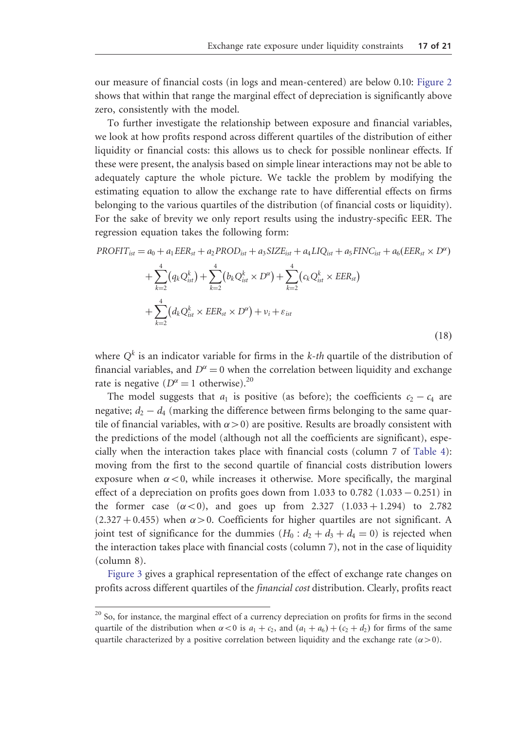our measure of financial costs (in logs and mean-centered) are below 0.10: Figure 2 shows that within that range the marginal effect of depreciation is significantly above zero, consistently with the model.

To further investigate the relationship between exposure and financial variables, we look at how profits respond across different quartiles of the distribution of either liquidity or financial costs: this allows us to check for possible nonlinear effects. If these were present, the analysis based on simple linear interactions may not be able to adequately capture the whole picture. We tackle the problem by modifying the estimating equation to allow the exchange rate to have differential effects on firms belonging to the various quartiles of the distribution (of financial costs or liquidity). For the sake of brevity we only report results using the industry-specific EER. The regression equation takes the following form:

$$
\begin{aligned}
PROFIT_{ist} = {} & a_0 + a_1 EER_{st} + a_2 PROD_{ist} + a_3 SIZE_{ist} + a_4 LIQ_{ist} + a_5 FINC_{ist} + a_6 (EER_{st} \times D^{\alpha}) \\
& + \sum_{k=2}^{4} \left( q_k Q_{ist}^k \right) + \sum_{k=2}^{4} \left( b_k Q_{ist}^k \times D^{\alpha} \right) + \sum_{k=2}^{4} \left( c_k Q_{ist}^k \times EER_{st} \right) \\
& + \sum_{k=2}^{4} \left( d_k Q_{ist}^k \times EER_{st} \times D^{\alpha} \right) + \nu_i + \varepsilon_{ist}
\end{aligned}
\tag{18}
$$

where $Q^k$ is an indicator variable for firms in the *k-th* quartile of the distribution of financial variables, and $D^{\alpha} = 0$ when the correlation between liquidity and exchange rate is negative ($D^{\alpha} = 1$ otherwise).[20]

The model suggests that $a_1$ is positive (as before); the coefficients $c_2 - c_4$ are negative; $d_2 - d_4$ (marking the difference between firms belonging to the same quartile of financial variables, with $\alpha > 0$) are positive. Results are broadly consistent with the predictions of the model (although not all the coefficients are significant), especially when the interaction takes place with financial costs (column 7 of Table 4): moving from the first to the second quartile of financial costs distribution lowers exposure when $\alpha < 0$, while increases it otherwise. More specifically, the marginal effect of a depreciation on profits goes down from 1.033 to 0.782 ($1.033 - 0.251$) in the former case ($\alpha < 0$), and goes up from 2.327 ($1.033 + 1.294$) to 2.782 ($2.327 + 0.455$) when $\alpha > 0$. Coefficients for higher quartiles are not significant. A joint test of significance for the dummies ($H_0 : d_2 + d_3 + d_4 = 0$) is rejected when the interaction takes place with financial costs (column 7), not in the case of liquidity (column 8).

Figure 3 gives a graphical representation of the effect of exchange rate changes on profits across different quartiles of the *financial cost* distribution. Clearly, profits react

[20] So, for instance, the marginal effect of a currency depreciation on profits for firms in the second quartile of the distribution when $\alpha < 0$ is $a_1 + c_2$, and $(a_1 + a_6) + (c_2 + d_2)$ for firms of the same quartile characterized by a positive correlation between liquidity and the exchange rate ($\alpha > 0$).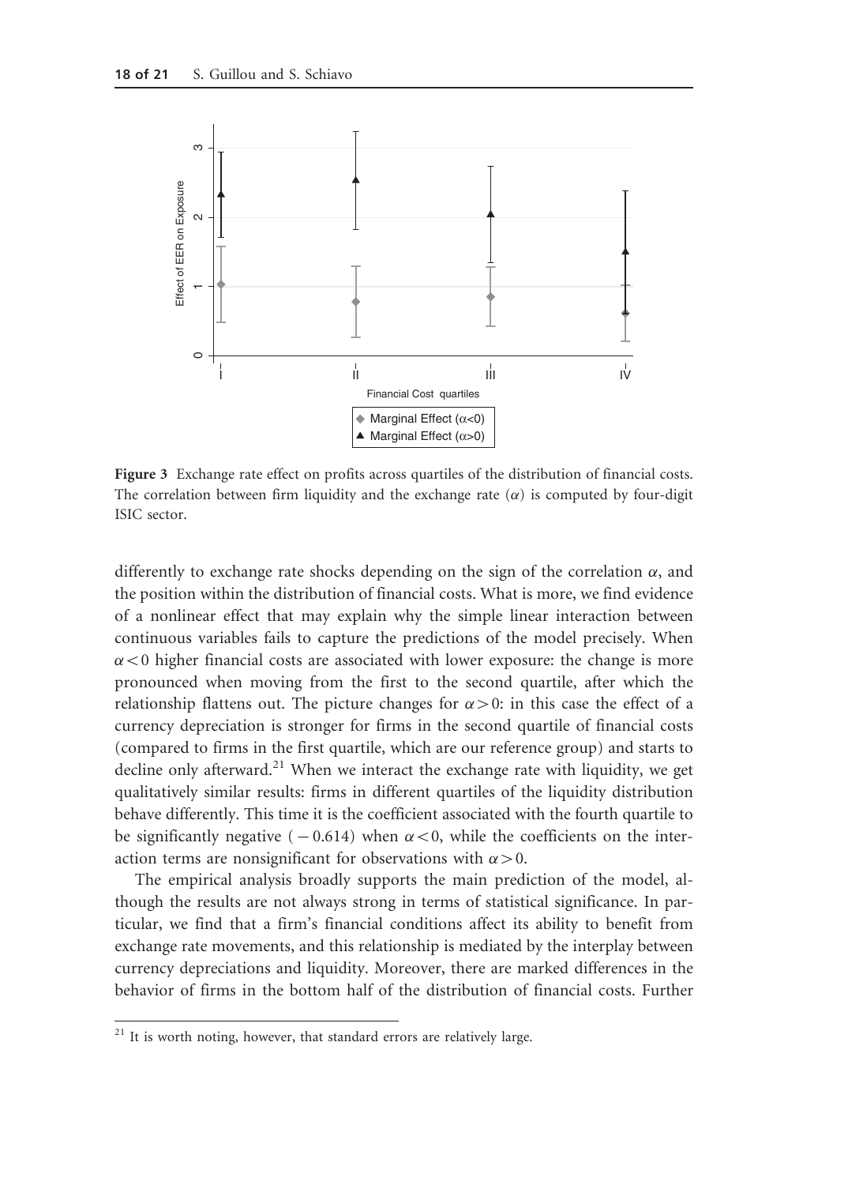**Figure 3** Exchange rate effect on profits across quartiles of the distribution of financial costs. The correlation between firm liquidity and the exchange rate ($\alpha$) is computed by four-digit ISIC sector.

differently to exchange rate shocks depending on the sign of the correlation $\alpha$, and the position within the distribution of financial costs. What is more, we find evidence of a nonlinear effect that may explain why the simple linear interaction between continuous variables fails to capture the predictions of the model precisely. When $\alpha < 0$ higher financial costs are associated with lower exposure: the change is more pronounced when moving from the first to the second quartile, after which the relationship flattens out. The picture changes for $\alpha > 0$: in this case the effect of a currency depreciation is stronger for firms in the second quartile of financial costs (compared to firms in the first quartile, which are our reference group) and starts to decline only afterward.[21] When we interact the exchange rate with liquidity, we get qualitatively similar results: firms in different quartiles of the liquidity distribution behave differently. This time it is the coefficient associated with the fourth quartile to be significantly negative ($-0.614$) when $\alpha < 0$, while the coefficients on the interaction terms are nonsignificant for observations with $\alpha > 0$.

The empirical analysis broadly supports the main prediction of the model, although the results are not always strong in terms of statistical significance. In particular, we find that a firm's financial conditions affect its ability to benefit from exchange rate movements, and this relationship is mediated by the interplay between currency depreciations and liquidity. Moreover, there are marked differences in the behavior of firms in the bottom half of the distribution of financial costs. Further

[21] It is worth noting, however, that standard errors are relatively large.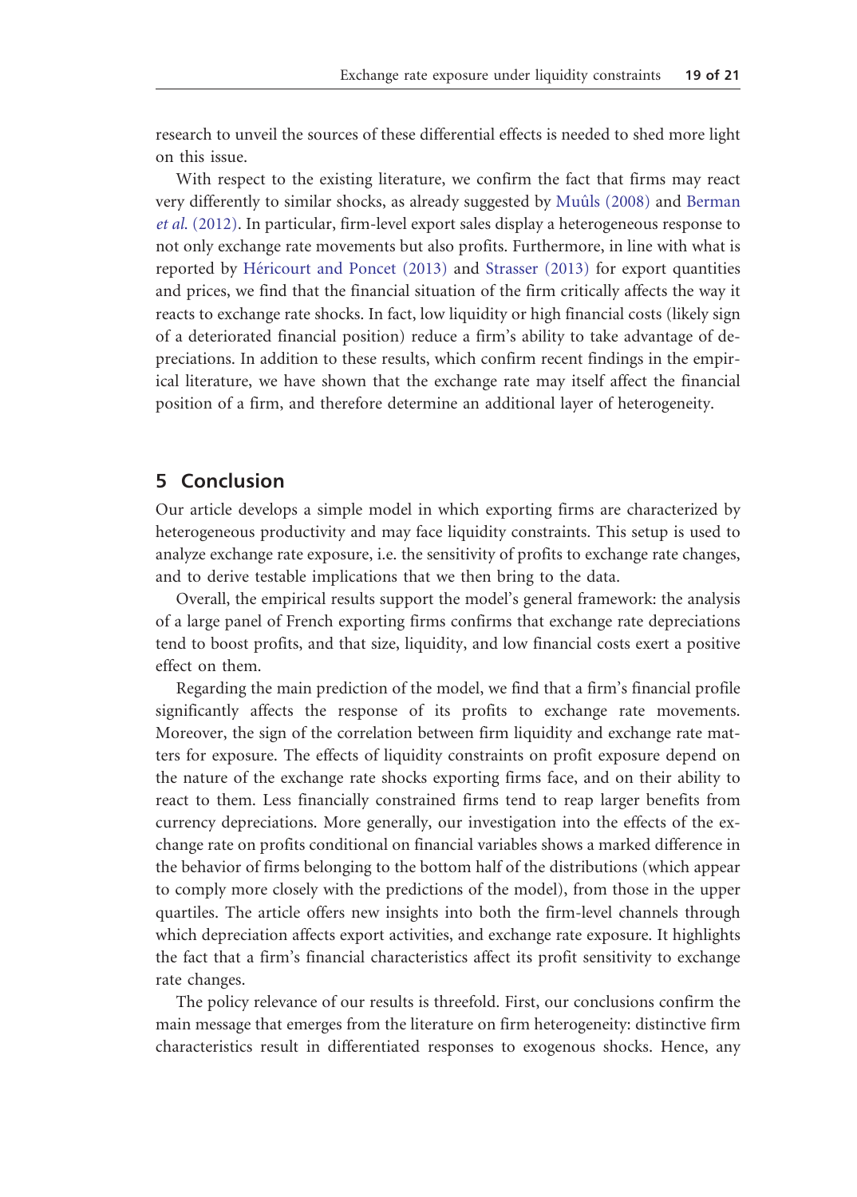research to unveil the sources of these differential effects is needed to shed more light on this issue.

With respect to the existing literature, we confirm the fact that firms may react very differently to similar shocks, as already suggested by Muûls (2008) and Berman *et al.* (2012). In particular, firm-level export sales display a heterogeneous response to not only exchange rate movements but also profits. Furthermore, in line with what is reported by Héricourt and Poncet (2013) and Strasser (2013) for export quantities and prices, we find that the financial situation of the firm critically affects the way it reacts to exchange rate shocks. In fact, low liquidity or high financial costs (likely sign of a deteriorated financial position) reduce a firm's ability to take advantage of depreciations. In addition to these results, which confirm recent findings in the empirical literature, we have shown that the exchange rate may itself affect the financial position of a firm, and therefore determine an additional layer of heterogeneity.

## 5 Conclusion

Our article develops a simple model in which exporting firms are characterized by heterogeneous productivity and may face liquidity constraints. This setup is used to analyze exchange rate exposure, i.e. the sensitivity of profits to exchange rate changes, and to derive testable implications that we then bring to the data.

Overall, the empirical results support the model's general framework: the analysis of a large panel of French exporting firms confirms that exchange rate depreciations tend to boost profits, and that size, liquidity, and low financial costs exert a positive effect on them.

Regarding the main prediction of the model, we find that a firm's financial profile significantly affects the response of its profits to exchange rate movements. Moreover, the sign of the correlation between firm liquidity and exchange rate matters for exposure. The effects of liquidity constraints on profit exposure depend on the nature of the exchange rate shocks exporting firms face, and on their ability to react to them. Less financially constrained firms tend to reap larger benefits from currency depreciations. More generally, our investigation into the effects of the exchange rate on profits conditional on financial variables shows a marked difference in the behavior of firms belonging to the bottom half of the distributions (which appear to comply more closely with the predictions of the model), from those in the upper quartiles. The article offers new insights into both the firm-level channels through which depreciation affects export activities, and exchange rate exposure. It highlights the fact that a firm's financial characteristics affect its profit sensitivity to exchange rate changes.

The policy relevance of our results is threefold. First, our conclusions confirm the main message that emerges from the literature on firm heterogeneity: distinctive firm characteristics result in differentiated responses to exogenous shocks. Hence, any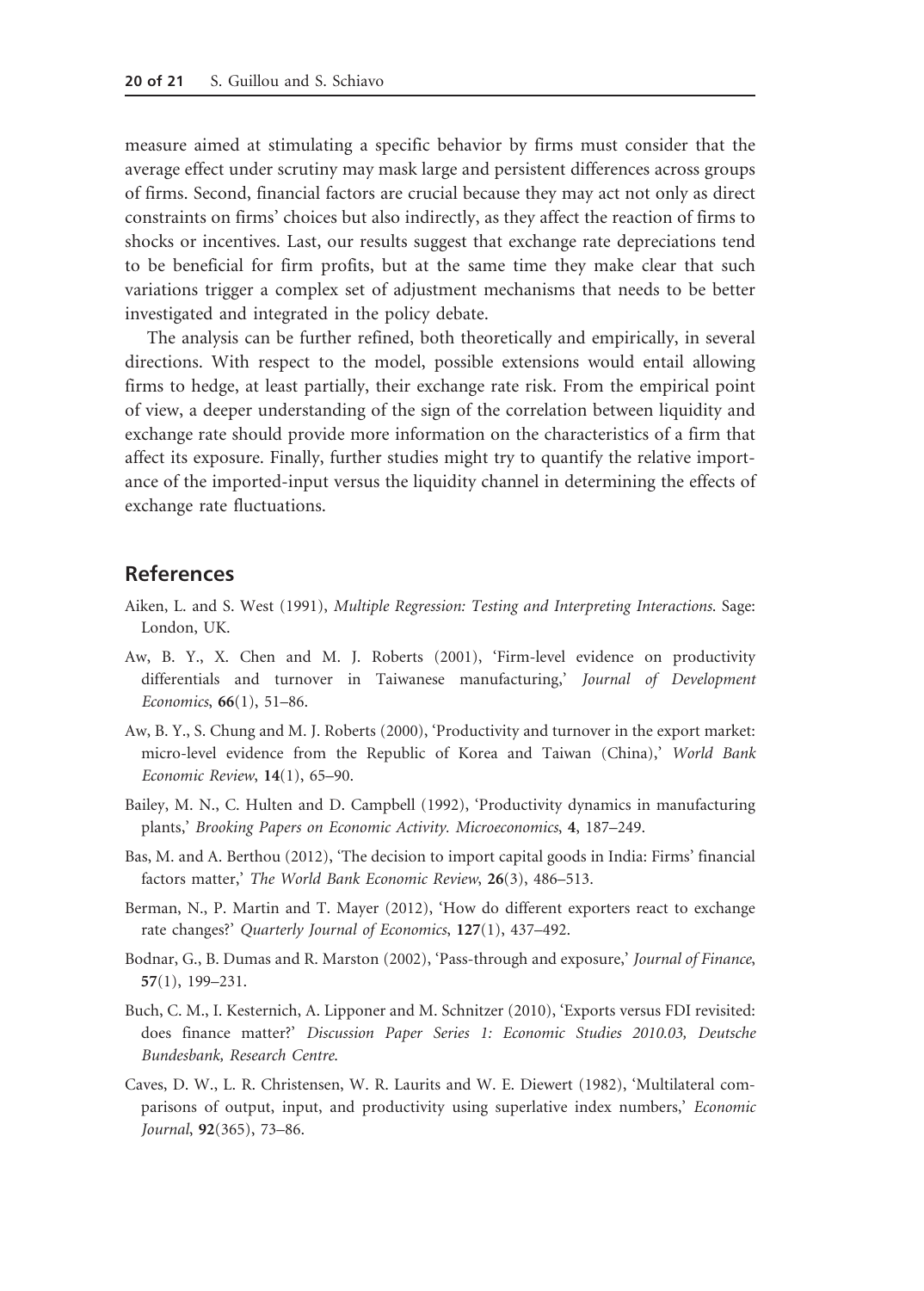measure aimed at stimulating a specific behavior by firms must consider that the average effect under scrutiny may mask large and persistent differences across groups of firms. Second, financial factors are crucial because they may act not only as direct constraints on firms' choices but also indirectly, as they affect the reaction of firms to shocks or incentives. Last, our results suggest that exchange rate depreciations tend to be beneficial for firm profits, but at the same time they make clear that such variations trigger a complex set of adjustment mechanisms that needs to be better investigated and integrated in the policy debate.

The analysis can be further refined, both theoretically and empirically, in several directions. With respect to the model, possible extensions would entail allowing firms to hedge, at least partially, their exchange rate risk. From the empirical point of view, a deeper understanding of the sign of the correlation between liquidity and exchange rate should provide more information on the characteristics of a firm that affect its exposure. Finally, further studies might try to quantify the relative importance of the imported-input versus the liquidity channel in determining the effects of exchange rate fluctuations.

## References

Aiken, L. and S. West (1991), *Multiple Regression: Testing and Interpreting Interactions*. Sage: London, UK.

Aw, B. Y., X. Chen and M. J. Roberts (2001), 'Firm-level evidence on productivity differentials and turnover in Taiwanese manufacturing,' *Journal of Development Economics*, **66**(1), 51–86.

Aw, B. Y., S. Chung and M. J. Roberts (2000), 'Productivity and turnover in the export market: micro-level evidence from the Republic of Korea and Taiwan (China),' *World Bank Economic Review*, **14**(1), 65–90.

Bailey, M. N., C. Hulten and D. Campbell (1992), 'Productivity dynamics in manufacturing plants,' *Brooking Papers on Economic Activity. Microeconomics*, **4**, 187–249.

Bas, M. and A. Berthou (2012), 'The decision to import capital goods in India: Firms' financial factors matter,' *The World Bank Economic Review*, **26**(3), 486–513.

Berman, N., P. Martin and T. Mayer (2012), 'How do different exporters react to exchange rate changes?' *Quarterly Journal of Economics*, **127**(1), 437–492.

Bodnar, G., B. Dumas and R. Marston (2002), 'Pass-through and exposure,' *Journal of Finance*, **57**(1), 199–231.

Buch, C. M., I. Kesternich, A. Lipponer and M. Schnitzer (2010), 'Exports versus FDI revisited: does finance matter?' *Discussion Paper Series 1: Economic Studies 2010.03, Deutsche Bundesbank, Research Centre*.

Caves, D. W., L. R. Christensen, W. R. Laurits and W. E. Diewert (1982), 'Multilateral comparisons of output, input, and productivity using superlative index numbers,' *Economic Journal*, **92**(365), 73–86.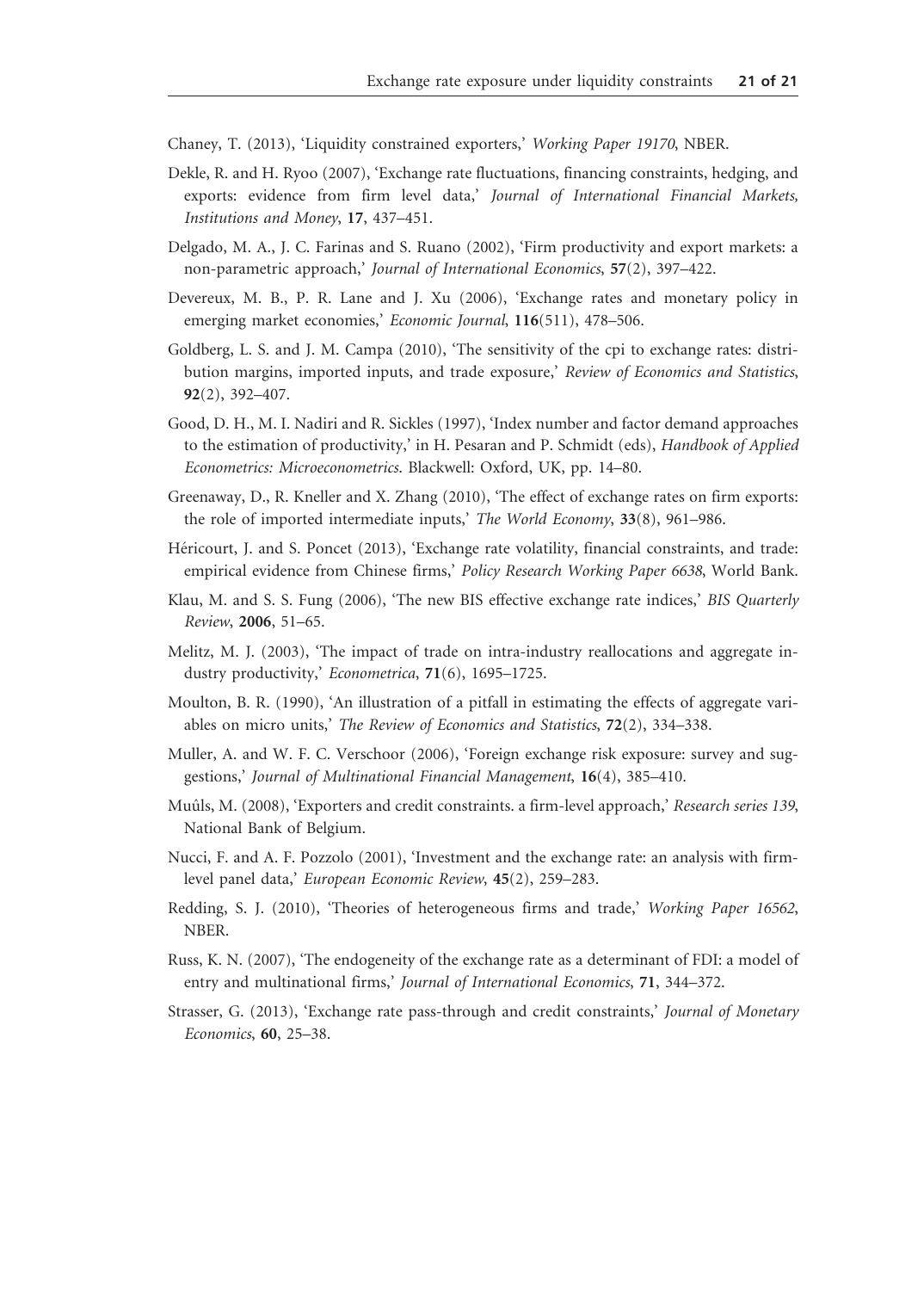Chaney, T. (2013), 'Liquidity constrained exporters,' *Working Paper 19170*, NBER.

Dekle, R. and H. Ryoo (2007), 'Exchange rate fluctuations, financing constraints, hedging, and exports: evidence from firm level data,' *Journal of International Financial Markets, Institutions and Money*, **17**, 437–451.

Delgado, M. A., J. C. Farinas and S. Ruano (2002), 'Firm productivity and export markets: a non-parametric approach,' *Journal of International Economics*, **57**(2), 397–422.

Devereux, M. B., P. R. Lane and J. Xu (2006), 'Exchange rates and monetary policy in emerging market economies,' *Economic Journal*, **116**(511), 478–506.

Goldberg, L. S. and J. M. Campa (2010), 'The sensitivity of the cpi to exchange rates: distribution margins, imported inputs, and trade exposure,' *Review of Economics and Statistics*, **92**(2), 392–407.

Good, D. H., M. I. Nadiri and R. Sickles (1997), 'Index number and factor demand approaches to the estimation of productivity,' in H. Pesaran and P. Schmidt (eds), *Handbook of Applied Econometrics: Microeconometrics*. Blackwell: Oxford, UK, pp. 14–80.

Greenaway, D., R. Kneller and X. Zhang (2010), 'The effect of exchange rates on firm exports: the role of imported intermediate inputs,' *The World Economy*, **33**(8), 961–986.

Héricourt, J. and S. Poncet (2013), 'Exchange rate volatility, financial constraints, and trade: empirical evidence from Chinese firms,' *Policy Research Working Paper 6638*, World Bank.

Klau, M. and S. S. Fung (2006), 'The new BIS effective exchange rate indices,' *BIS Quarterly Review*, **2006**, 51–65.

Melitz, M. J. (2003), 'The impact of trade on intra-industry reallocations and aggregate industry productivity,' *Econometrica*, **71**(6), 1695–1725.

Moulton, B. R. (1990), 'An illustration of a pitfall in estimating the effects of aggregate variables on micro units,' *The Review of Economics and Statistics*, **72**(2), 334–338.

Muller, A. and W. F. C. Verschoor (2006), 'Foreign exchange risk exposure: survey and suggestions,' *Journal of Multinational Financial Management*, **16**(4), 385–410.

Muûls, M. (2008), 'Exporters and credit constraints. a firm-level approach,' *Research series 139*, National Bank of Belgium.

Nucci, F. and A. F. Pozzolo (2001), 'Investment and the exchange rate: an analysis with firm-level panel data,' *European Economic Review*, **45**(2), 259–283.

Redding, S. J. (2010), 'Theories of heterogeneous firms and trade,' *Working Paper 16562*, NBER.

Russ, K. N. (2007), 'The endogeneity of the exchange rate as a determinant of FDI: a model of entry and multinational firms,' *Journal of International Economics*, **71**, 344–372.

Strasser, G. (2013), 'Exchange rate pass-through and credit constraints,' *Journal of Monetary Economics*, **60**, 25–38.